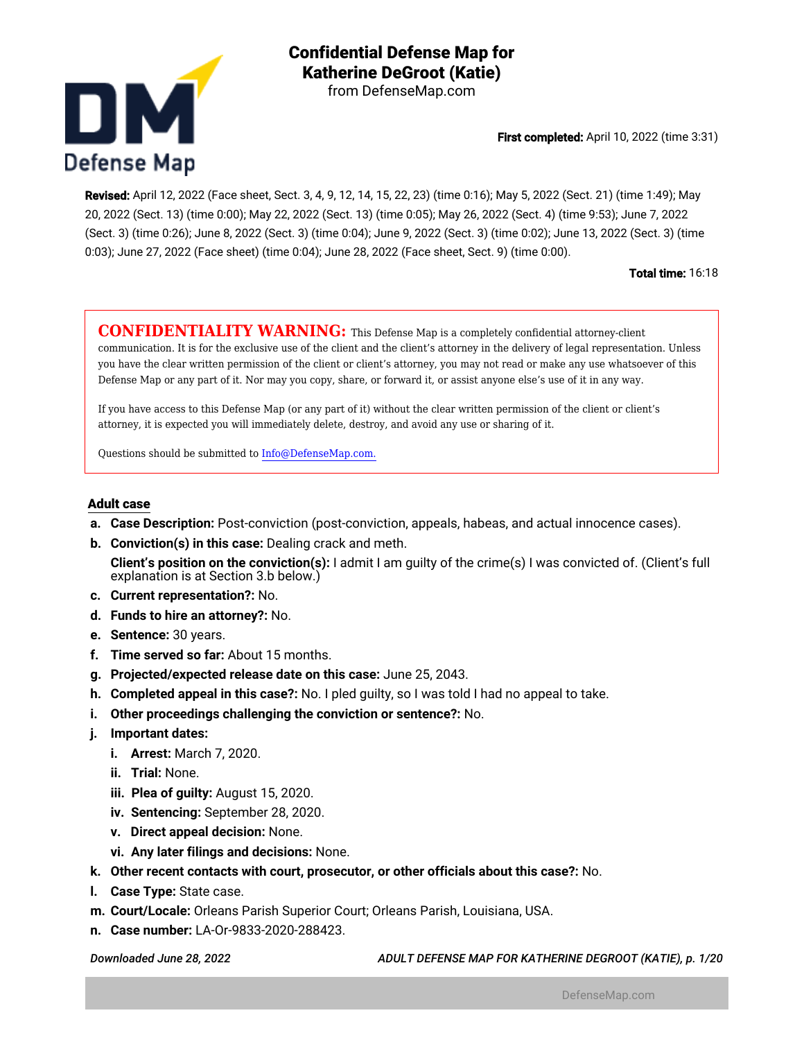# Confidential Defense Map for Katherine DeGroot (Katie)

from DefenseMap.com

**First completed:** April 10, 2022 (time 3:31)

**Revised:** April 12, 2022 (Face sheet, Sect. 3, 4, 9, 12, 14, 15, 22, 23) (time 0:16); May 5, 2022 (Sect. 21) (time 1:49); May 20, 2022 (Sect. 13) (time 0:00); May 22, 2022 (Sect. 13) (time 0:05); May 26, 2022 (Sect. 4) (time 9:53); June 7, 2022 (Sect. 3) (time 0:26); June 8, 2022 (Sect. 3) (time 0:04); June 9, 2022 (Sect. 3) (time 0:02); June 13, 2022 (Sect. 3) (time 0:03); June 27, 2022 (Face sheet) (time 0:04); June 28, 2022 (Face sheet, Sect. 9) (time 0:00).

**Total time:** 16:18

**CONFIDENTIALITY WARNING:** This Defense Map is a completely confidential attorney-client communication. It is for the exclusive use of the client and the client's attorney in the delivery of legal representation. Unless you have the clear written permission of the client or client's attorney, you may not read or make any use whatsoever of this Defense Map or any part of it. Nor may you copy, share, or forward it, or assist anyone else's use of it in any way.

If you have access to this Defense Map (or any part of it) without the clear written permission of the client or client's attorney, it is expected you will immediately delete, destroy, and avoid any use or sharing of it.

Questions should be submitted to Info@DefenseMap.com.

## Adult case

a. **Case Description:** Post-conviction (post-conviction, appeals, habeas, and actual innocence cases).
b. **Conviction(s) in this case:** Dealing crack and meth.
   **Client's position on the conviction(s):** I admit I am guilty of the crime(s) I was convicted of. (Client's full explanation is at Section 3.b below.)
c. **Current representation?:** No.
d. **Funds to hire an attorney?:** No.
e. **Sentence:** 30 years.
f. **Time served so far:** About 15 months.
g. **Projected/expected release date on this case:** June 25, 2043.
h. **Completed appeal in this case?:** No. I pled guilty, so I was told I had no appeal to take.
i. **Other proceedings challenging the conviction or sentence?:** No.
j. **Important dates:**
   i. **Arrest:** March 7, 2020.
   ii. **Trial:** None.
   iii. **Plea of guilty:** August 15, 2020.
   iv. **Sentencing:** September 28, 2020.
   v. **Direct appeal decision:** None.
   vi. **Any later filings and decisions:** None.
k. **Other recent contacts with court, prosecutor, or other officials about this case?:** No.
l. **Case Type:** State case.
m. **Court/Locale:** Orleans Parish Superior Court; Orleans Parish, Louisiana, USA.
n. **Case number:** LA-Or-9833-2020-288423.

*Downloaded June 28, 2022*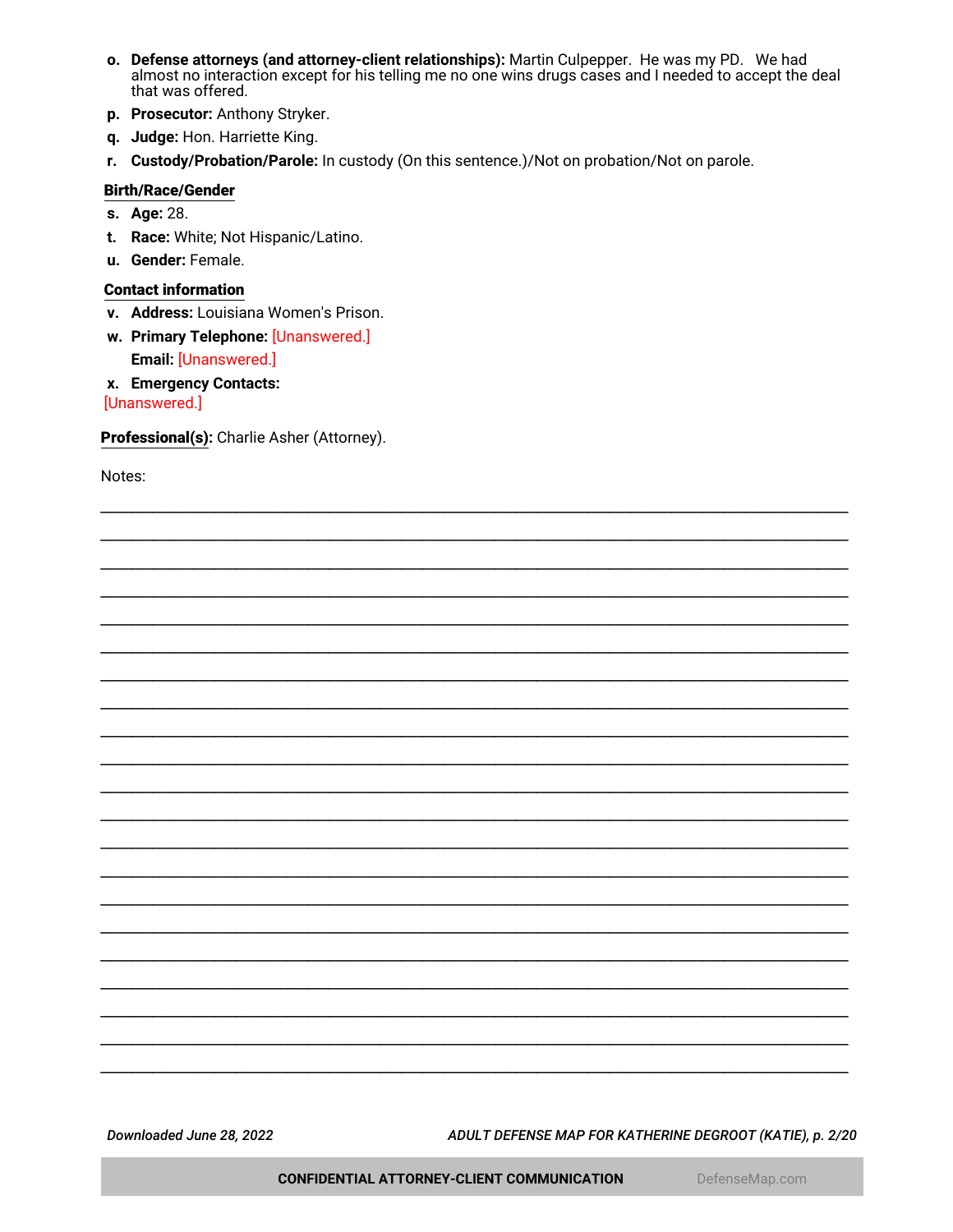o. **Defense attorneys (and attorney-client relationships):** Martin Culpepper. He was my PD. We had almost no interaction except for his telling me no one wins drugs cases and I needed to accept the deal that was offered.

p. **Prosecutor:** Anthony Stryker.

q. **Judge:** Hon. Harriette King.

r. **Custody/Probation/Parole:** In custody (On this sentence.)/Not on probation/Not on parole.

**Birth/Race/Gender**

s. **Age:** 28.

t. **Race:** White; Not Hispanic/Latino.

u. **Gender:** Female.

**Contact information**

v. **Address:** Louisiana Women's Prison.

w. **Primary Telephone:** [Unanswered.]

**Email:** [Unanswered.]

x. **Emergency Contacts:**

[Unanswered.]

**Professional(s):** Charlie Asher (Attorney).

Notes:

___________________________________________________________________________

___________________________________________________________________________

___________________________________________________________________________

___________________________________________________________________________

___________________________________________________________________________

___________________________________________________________________________

___________________________________________________________________________

___________________________________________________________________________

___________________________________________________________________________

___________________________________________________________________________

___________________________________________________________________________

___________________________________________________________________________

___________________________________________________________________________

___________________________________________________________________________

___________________________________________________________________________

___________________________________________________________________________

___________________________________________________________________________

___________________________________________________________________________

___________________________________________________________________________

___________________________________________________________________________

___________________________________________________________________________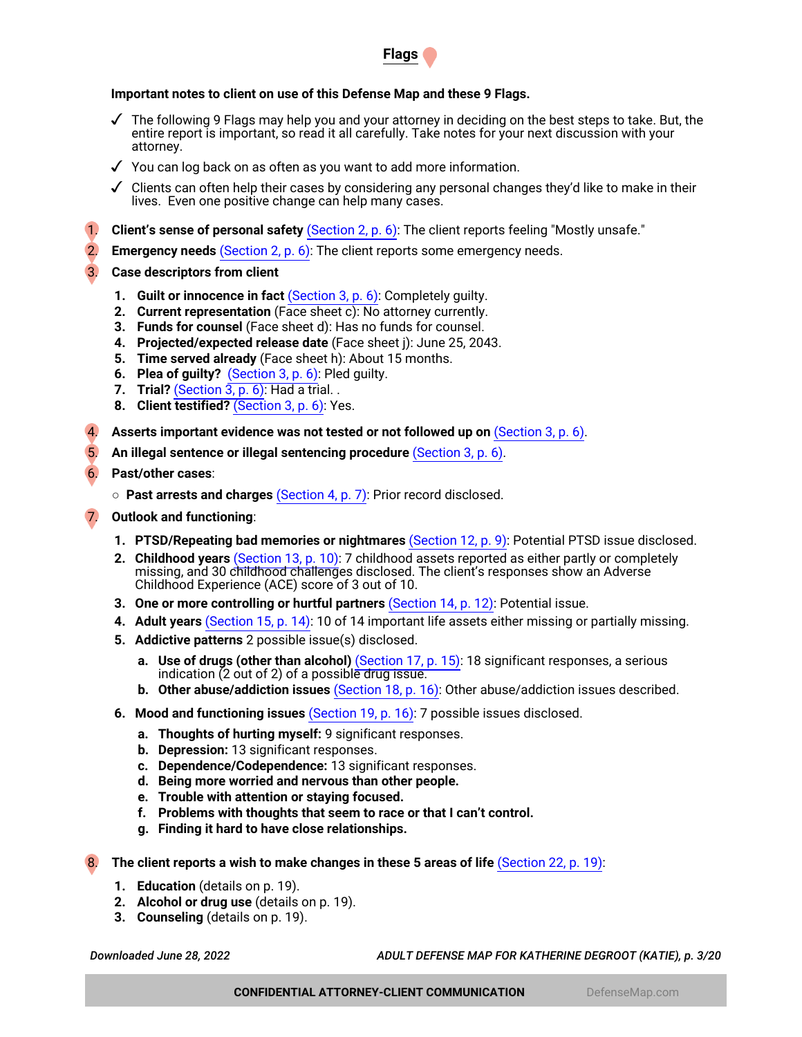## Flags

**Important notes to client on use of this Defense Map and these 9 Flags.**

- ✓ The following 9 Flags may help you and your attorney in deciding on the best steps to take. But, the entire report is important, so read it all carefully. Take notes for your next discussion with your attorney.
- ✓ You can log back on as often as you want to add more information.
- ✓ Clients can often help their cases by considering any personal changes they'd like to make in their lives. Even one positive change can help many cases.

1. **Client's sense of personal safety** (Section 2, p. 6): The client reports feeling "Mostly unsafe."
2. **Emergency needs** (Section 2, p. 6): The client reports some emergency needs.
3. **Case descriptors from client**
   1. **Guilt or innocence in fact** (Section 3, p. 6): Completely guilty.
   2. **Current representation** (Face sheet c): No attorney currently.
   3. **Funds for counsel** (Face sheet d): Has no funds for counsel.
   4. **Projected/expected release date** (Face sheet j): June 25, 2043.
   5. **Time served already** (Face sheet h): About 15 months.
   6. **Plea of guilty?** (Section 3, p. 6): Pled guilty.
   7. **Trial?** (Section 3, p. 6): Had a trial. .
   8. **Client testified?** (Section 3, p. 6): Yes.
4. **Asserts important evidence was not tested or not followed up on** (Section 3, p. 6).
5. **An illegal sentence or illegal sentencing procedure** (Section 3, p. 6).
6. **Past/other cases**:
   - **Past arrests and charges** (Section 4, p. 7): Prior record disclosed.
7. **Outlook and functioning**:
   1. **PTSD/Repeating bad memories or nightmares** (Section 12, p. 9): Potential PTSD issue disclosed.
   2. **Childhood years** (Section 13, p. 10): 7 childhood assets reported as either partly or completely missing, and 30 childhood challenges disclosed. The client's responses show an Adverse Childhood Experience (ACE) score of 3 out of 10.
   3. **One or more controlling or hurtful partners** (Section 14, p. 12): Potential issue.
   4. **Adult years** (Section 15, p. 14): 10 of 14 important life assets either missing or partially missing.
   5. **Addictive patterns** 2 possible issue(s) disclosed.
      a. **Use of drugs (other than alcohol)** (Section 17, p. 15): 18 significant responses, a serious indication (2 out of 2) of a possible drug issue.
      b. **Other abuse/addiction issues** (Section 18, p. 16): Other abuse/addiction issues described.
   6. **Mood and functioning issues** (Section 19, p. 16): 7 possible issues disclosed.
      a. **Thoughts of hurting myself:** 9 significant responses.
      b. **Depression:** 13 significant responses.
      c. **Dependence/Codependence:** 13 significant responses.
      d. **Being more worried and nervous than other people.**
      e. **Trouble with attention or staying focused.**
      f. **Problems with thoughts that seem to race or that I can't control.**
      g. **Finding it hard to have close relationships.**
8. **The client reports a wish to make changes in these 5 areas of life** (Section 22, p. 19):
   1. **Education** (details on p. 19).
   2. **Alcohol or drug use** (details on p. 19).
   3. **Counseling** (details on p. 19).

*Downloaded June 28, 2022*

**CONFIDENTIAL ATTORNEY-CLIENT COMMUNICATION**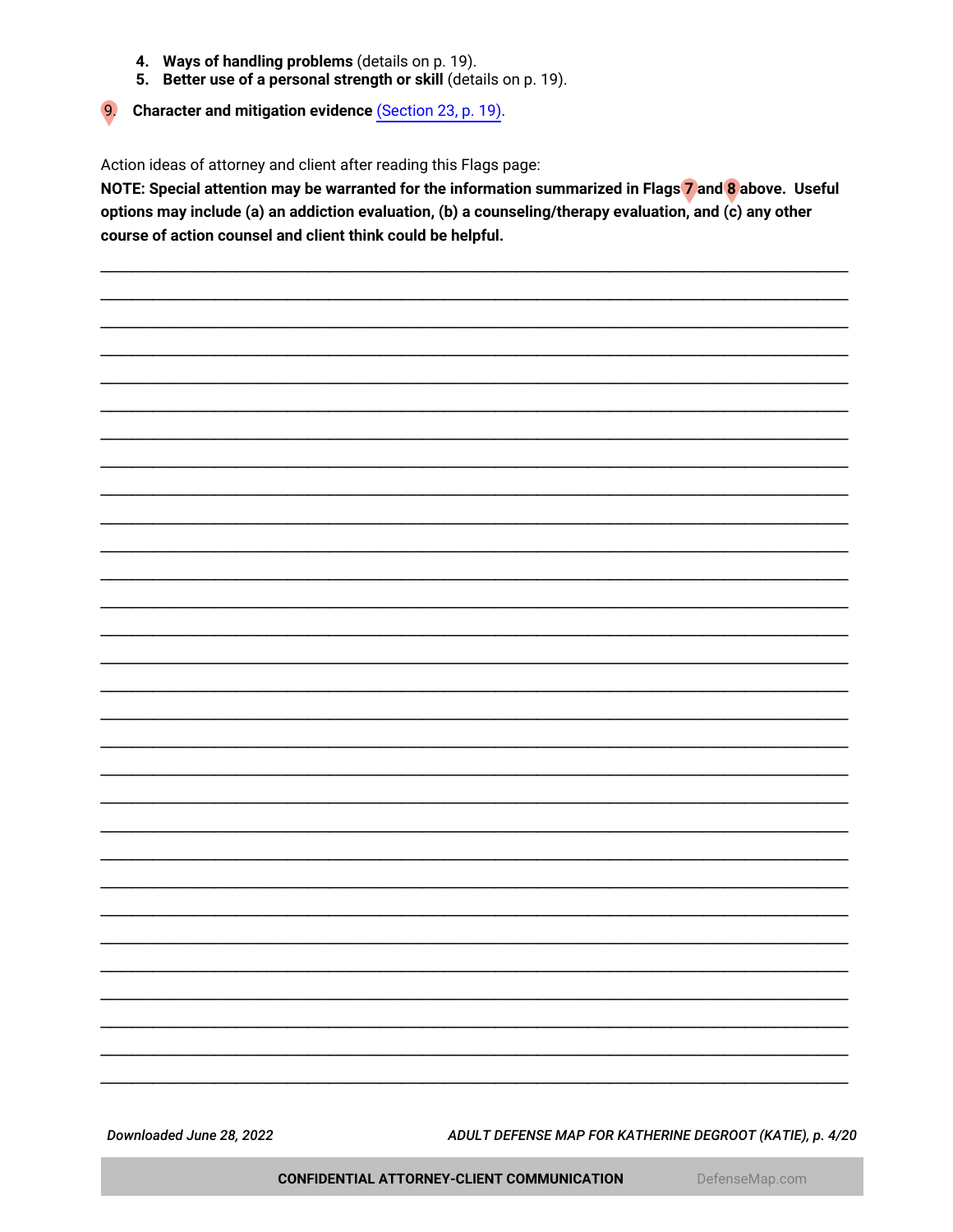4. **Ways of handling problems** (details on p. 19).
5. **Better use of a personal strength or skill** (details on p. 19).

9. **Character and mitigation evidence** (Section 23, p. 19).

Action ideas of attorney and client after reading this Flags page:

**NOTE: Special attention may be warranted for the information summarized in Flags 7 and 8 above. Useful options may include (a) an addiction evaluation, (b) a counseling/therapy evaluation, and (c) any other course of action counsel and client think could be helpful.**

______________________________________________________________________________
______________________________________________________________________________
______________________________________________________________________________
______________________________________________________________________________
______________________________________________________________________________
______________________________________________________________________________
______________________________________________________________________________
______________________________________________________________________________
______________________________________________________________________________
______________________________________________________________________________
______________________________________________________________________________
______________________________________________________________________________
______________________________________________________________________________
______________________________________________________________________________
______________________________________________________________________________
______________________________________________________________________________
______________________________________________________________________________
______________________________________________________________________________
______________________________________________________________________________
______________________________________________________________________________
______________________________________________________________________________
______________________________________________________________________________
______________________________________________________________________________
______________________________________________________________________________
______________________________________________________________________________
______________________________________________________________________________
______________________________________________________________________________
______________________________________________________________________________
______________________________________________________________________________
______________________________________________________________________________

*Downloaded June 28, 2022*

*ADULT DEFENSE MAP FOR KATHERINE DEGROOT (KATIE)*

**CONFIDENTIAL ATTORNEY-CLIENT COMMUNICATION**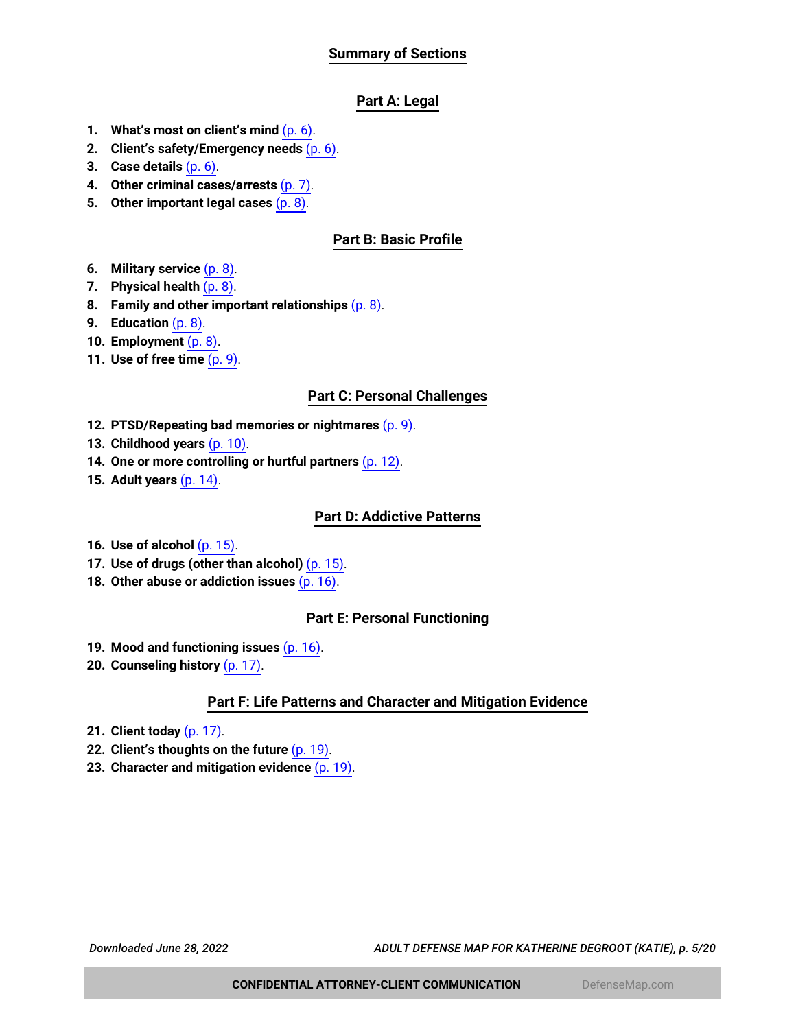## Summary of Sections

### Part A: Legal

1. **What's most on client's mind** (p. 6).
2. **Client's safety/Emergency needs** (p. 6).
3. **Case details** (p. 6).
4. **Other criminal cases/arrests** (p. 7).
5. **Other important legal cases** (p. 8).

### Part B: Basic Profile

6. **Military service** (p. 8).
7. **Physical health** (p. 8).
8. **Family and other important relationships** (p. 8).
9. **Education** (p. 8).
10. **Employment** (p. 8).
11. **Use of free time** (p. 9).

### Part C: Personal Challenges

12. **PTSD/Repeating bad memories or nightmares** (p. 9).
13. **Childhood years** (p. 10).
14. **One or more controlling or hurtful partners** (p. 12).
15. **Adult years** (p. 14).

### Part D: Addictive Patterns

16. **Use of alcohol** (p. 15).
17. **Use of drugs (other than alcohol)** (p. 15).
18. **Other abuse or addiction issues** (p. 16).

### Part E: Personal Functioning

19. **Mood and functioning issues** (p. 16).
20. **Counseling history** (p. 17).

### Part F: Life Patterns and Character and Mitigation Evidence

21. **Client today** (p. 17).
22. **Client's thoughts on the future** (p. 19).
23. **Character and mitigation evidence** (p. 19).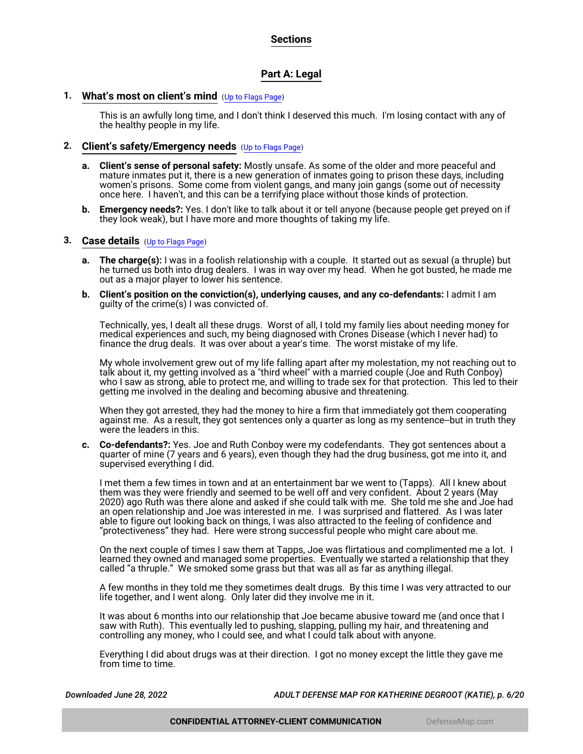## Sections

## Part A: Legal

### 1. What's most on client's mind (Up to Flags Page)

This is an awfully long time, and I don't think I deserved this much. I'm losing contact with any of the healthy people in my life.

### 2. Client's safety/Emergency needs (Up to Flags Page)

a. **Client's sense of personal safety:** Mostly unsafe. As some of the older and more peaceful and mature inmates put it, there is a new generation of inmates going to prison these days, including women's prisons. Some come from violent gangs, and many join gangs (some out of necessity once here. I haven't, and this can be a terrifying place without those kinds of protection.

b. **Emergency needs?:** Yes. I don't like to talk about it or tell anyone (because people get preyed on if they look weak), but I have more and more thoughts of taking my life.

### 3. Case details (Up to Flags Page)

a. **The charge(s):** I was in a foolish relationship with a couple. It started out as sexual (a thruple) but he turned us both into drug dealers. I was in way over my head. When he got busted, he made me out as a major player to lower his sentence.

b. **Client's position on the conviction(s), underlying causes, and any co-defendants:** I admit I am guilty of the crime(s) I was convicted of.

Technically, yes, I dealt all these drugs. Worst of all, I told my family lies about needing money for medical experiences and such, my being diagnosed with Crones Disease (which I never had) to finance the drug deals. It was over about a year's time. The worst mistake of my life.

My whole involvement grew out of my life falling apart after my molestation, my not reaching out to talk about it, my getting involved as a "third wheel" with a married couple (Joe and Ruth Conboy) who I saw as strong, able to protect me, and willing to trade sex for that protection. This led to their getting me involved in the dealing and becoming abusive and threatening.

When they got arrested, they had the money to hire a firm that immediately got them cooperating against me. As a result, they got sentences only a quarter as long as my sentence--but in truth they were the leaders in this.

c. **Co-defendants?:** Yes. Joe and Ruth Conboy were my codefendants. They got sentences about a quarter of mine (7 years and 6 years), even though they had the drug business, got me into it, and supervised everything I did.

I met them a few times in town and at an entertainment bar we went to (Tapps). All I knew about them was they were friendly and seemed to be well off and very confident. About 2 years (May 2020) ago Ruth was there alone and asked if she could talk with me. She told me she and Joe had an open relationship and Joe was interested in me. I was surprised and flattered. As I was later able to figure out looking back on things, I was also attracted to the feeling of confidence and "protectiveness" they had. Here were strong successful people who might care about me.

On the next couple of times I saw them at Tapps, Joe was flirtatious and complimented me a lot. I learned they owned and managed some properties. Eventually we started a relationship that they called "a thruple." We smoked some grass but that was all as far as anything illegal.

A few months in they told me they sometimes dealt drugs. By this time I was very attracted to our life together, and I went along. Only later did they involve me in it.

It was about 6 months into our relationship that Joe became abusive toward me (and once that I saw with Ruth). This eventually led to pushing, slapping, pulling my hair, and threatening and controlling any money, who I could see, and what I could talk about with anyone.

Everything I did about drugs was at their direction. I got no money except the little they gave me from time to time.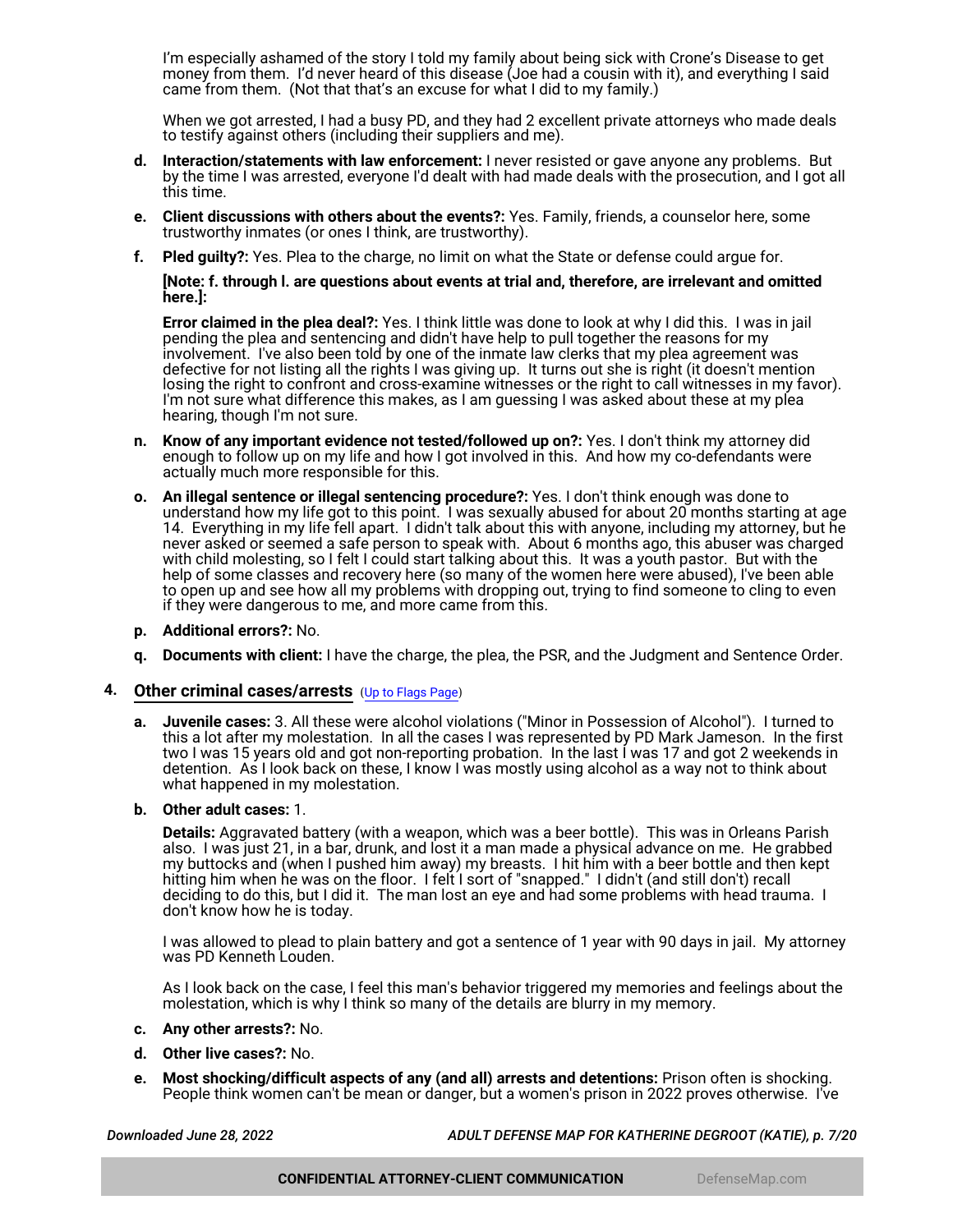I'm especially ashamed of the story I told my family about being sick with Crone's Disease to get money from them. I'd never heard of this disease (Joe had a cousin with it), and everything I said came from them. (Not that that's an excuse for what I did to my family.)

When we got arrested, I had a busy PD, and they had 2 excellent private attorneys who made deals to testify against others (including their suppliers and me).

- **d. Interaction/statements with law enforcement:** I never resisted or gave anyone any problems. But by the time I was arrested, everyone I'd dealt with had made deals with the prosecution, and I got all this time.
- **e. Client discussions with others about the events?:** Yes. Family, friends, a counselor here, some trustworthy inmates (or ones I think, are trustworthy).
- **f. Pled guilty?:** Yes. Plea to the charge, no limit on what the State or defense could argue for.

  **[Note: f. through l. are questions about events at trial and, therefore, are irrelevant and omitted here.]:**

  **Error claimed in the plea deal?:** Yes. I think little was done to look at why I did this. I was in jail pending the plea and sentencing and didn't have help to pull together the reasons for my involvement. I've also been told by one of the inmate law clerks that my plea agreement was defective for not listing all the rights I was giving up. It turns out she is right (it doesn't mention losing the right to confront and cross-examine witnesses or the right to call witnesses in my favor). I'm not sure what difference this makes, as I am guessing I was asked about these at my plea hearing, though I'm not sure.
- **n. Know of any important evidence not tested/followed up on?:** Yes. I don't think my attorney did enough to follow up on my life and how I got involved in this. And how my co-defendants were actually much more responsible for this.
- **o. An illegal sentence or illegal sentencing procedure?:** Yes. I don't think enough was done to understand how my life got to this point. I was sexually abused for about 20 months starting at age 14. Everything in my life fell apart. I didn't talk about this with anyone, including my attorney, but he never asked or seemed a safe person to speak with. About 6 months ago, this abuser was charged with child molesting, so I felt I could start talking about this. It was a youth pastor. But with the help of some classes and recovery here (so many of the women here were abused), I've been able to open up and see how all my problems with dropping out, trying to find someone to cling to even if they were dangerous to me, and more came from this.
- **p. Additional errors?:** No.
- **q. Documents with client:** I have the charge, the plea, the PSR, and the Judgment and Sentence Order.

## 4. Other criminal cases/arrests (Up to Flags Page)

- **a. Juvenile cases:** 3. All these were alcohol violations ("Minor in Possession of Alcohol"). I turned to this a lot after my molestation. In all the cases I was represented by PD Mark Jameson. In the first two I was 15 years old and got non-reporting probation. In the last I was 17 and got 2 weekends in detention. As I look back on these, I know I was mostly using alcohol as a way not to think about what happened in my molestation.
- **b. Other adult cases:** 1.

  **Details:** Aggravated battery (with a weapon, which was a beer bottle). This was in Orleans Parish also. I was just 21, in a bar, drunk, and lost it a man made a physical advance on me. He grabbed my buttocks and (when I pushed him away) my breasts. I hit him with a beer bottle and then kept hitting him when he was on the floor. I felt I sort of "snapped." I didn't (and still don't) recall deciding to do this, but I did it. The man lost an eye and had some problems with head trauma. I don't know how he is today.

  I was allowed to plead to plain battery and got a sentence of 1 year with 90 days in jail. My attorney was PD Kenneth Louden.

  As I look back on the case, I feel this man's behavior triggered my memories and feelings about the molestation, which is why I think so many of the details are blurry in my memory.
- **c. Any other arrests?:** No.
- **d. Other live cases?:** No.
- **e. Most shocking/difficult aspects of any (and all) arrests and detentions:** Prison often is shocking. People think women can't be mean or danger, but a women's prison in 2022 proves otherwise. I've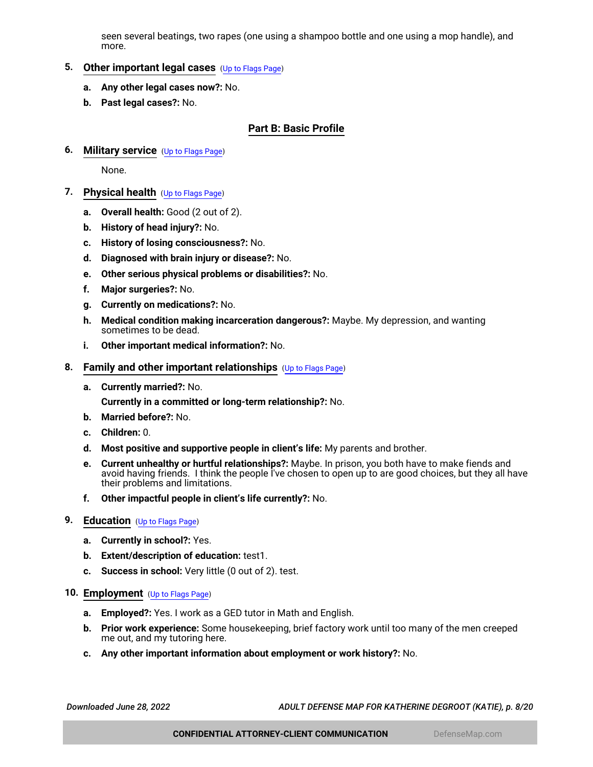seen several beatings, two rapes (one using a shampoo bottle and one using a mop handle), and more.

5. **Other important legal cases** (Up to Flags Page)

   a. **Any other legal cases now?:** No.

   b. **Past legal cases?:** No.

## Part B: Basic Profile

6. **Military service** (Up to Flags Page)

   None.

7. **Physical health** (Up to Flags Page)

   a. **Overall health:** Good (2 out of 2).

   b. **History of head injury?:** No.

   c. **History of losing consciousness?:** No.

   d. **Diagnosed with brain injury or disease?:** No.

   e. **Other serious physical problems or disabilities?:** No.

   f. **Major surgeries?:** No.

   g. **Currently on medications?:** No.

   h. **Medical condition making incarceration dangerous?:** Maybe. My depression, and wanting sometimes to be dead.

   i. **Other important medical information?:** No.

8. **Family and other important relationships** (Up to Flags Page)

   a. **Currently married?:** No.

      **Currently in a committed or long-term relationship?:** No.

   b. **Married before?:** No.

   c. **Children:** 0.

   d. **Most positive and supportive people in client's life:** My parents and brother.

   e. **Current unhealthy or hurtful relationships?:** Maybe. In prison, you both have to make fiends and avoid having friends. I think the people I've chosen to open up to are good choices, but they all have their problems and limitations.

   f. **Other impactful people in client's life currently?:** No.

9. **Education** (Up to Flags Page)

   a. **Currently in school?:** Yes.

   b. **Extent/description of education:** test1.

   c. **Success in school:** Very little (0 out of 2). test.

10. **Employment** (Up to Flags Page)

    a. **Employed?:** Yes. I work as a GED tutor in Math and English.

    b. **Prior work experience:** Some housekeeping, brief factory work until too many of the men creeped me out, and my tutoring here.

    c. **Any other important information about employment or work history?:** No.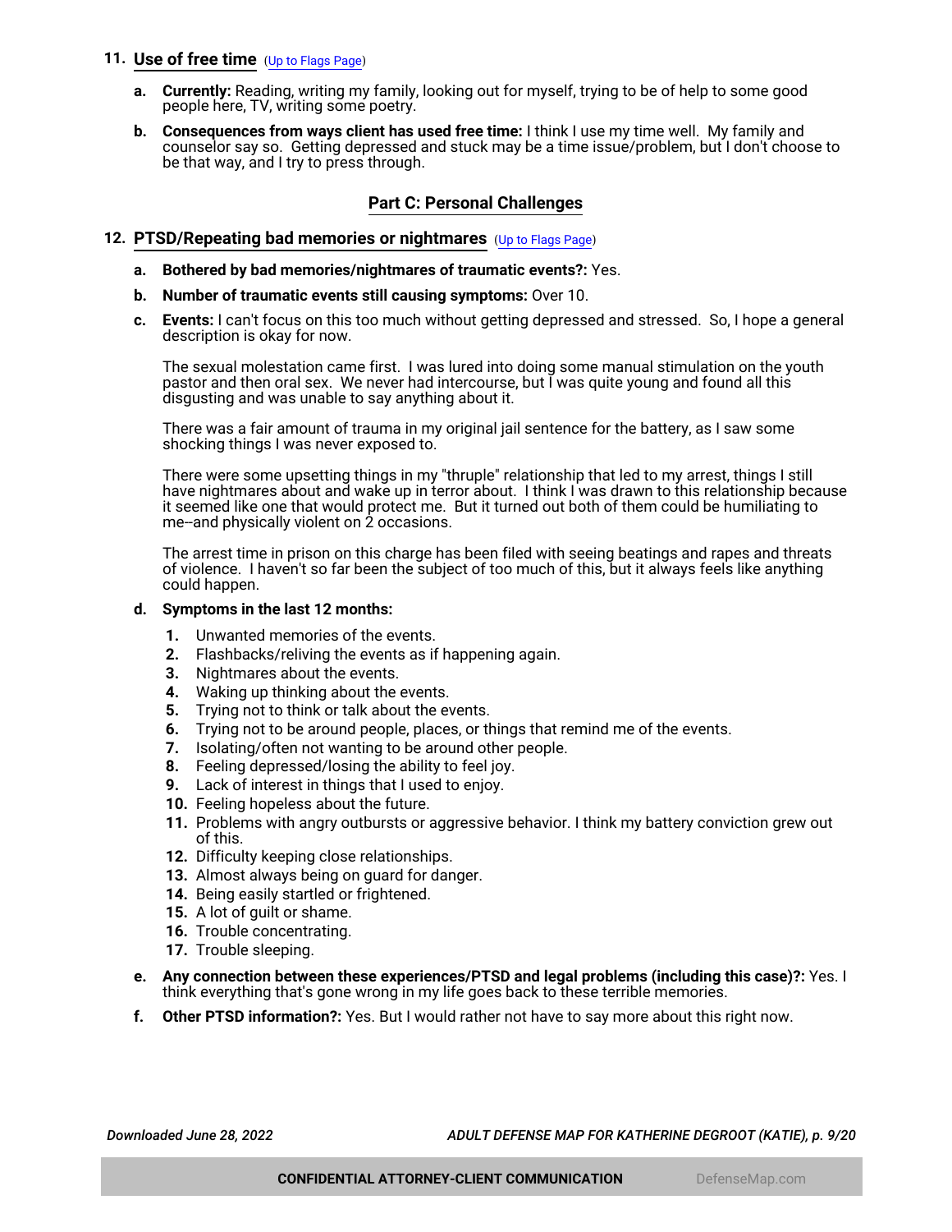## 11. Use of free time (Up to Flags Page)

a. **Currently:** Reading, writing my family, looking out for myself, trying to be of help to some good people here, TV, writing some poetry.

b. **Consequences from ways client has used free time:** I think I use my time well. My family and counselor say so. Getting depressed and stuck may be a time issue/problem, but I don't choose to be that way, and I try to press through.

# Part C: Personal Challenges

## 12. PTSD/Repeating bad memories or nightmares (Up to Flags Page)

a. **Bothered by bad memories/nightmares of traumatic events?:** Yes.

b. **Number of traumatic events still causing symptoms:** Over 10.

c. **Events:** I can't focus on this too much without getting depressed and stressed. So, I hope a general description is okay for now.

   The sexual molestation came first. I was lured into doing some manual stimulation on the youth pastor and then oral sex. We never had intercourse, but I was quite young and found all this disgusting and was unable to say anything about it.

   There was a fair amount of trauma in my original jail sentence for the battery, as I saw some shocking things I was never exposed to.

   There were some upsetting things in my "thruple" relationship that led to my arrest, things I still have nightmares about and wake up in terror about. I think I was drawn to this relationship because it seemed like one that would protect me. But it turned out both of them could be humiliating to me--and physically violent on 2 occasions.

   The arrest time in prison on this charge has been filed with seeing beatings and rapes and threats of violence. I haven't so far been the subject of too much of this, but it always feels like anything could happen.

d. **Symptoms in the last 12 months:**

   1. Unwanted memories of the events.
   2. Flashbacks/reliving the events as if happening again.
   3. Nightmares about the events.
   4. Waking up thinking about the events.
   5. Trying not to think or talk about the events.
   6. Trying not to be around people, places, or things that remind me of the events.
   7. Isolating/often not wanting to be around other people.
   8. Feeling depressed/losing the ability to feel joy.
   9. Lack of interest in things that I used to enjoy.
   10. Feeling hopeless about the future.
   11. Problems with angry outbursts or aggressive behavior. I think my battery conviction grew out of this.
   12. Difficulty keeping close relationships.
   13. Almost always being on guard for danger.
   14. Being easily startled or frightened.
   15. A lot of guilt or shame.
   16. Trouble concentrating.
   17. Trouble sleeping.

e. **Any connection between these experiences/PTSD and legal problems (including this case)?:** Yes. I think everything that's gone wrong in my life goes back to these terrible memories.

f. **Other PTSD information?:** Yes. But I would rather not have to say more about this right now.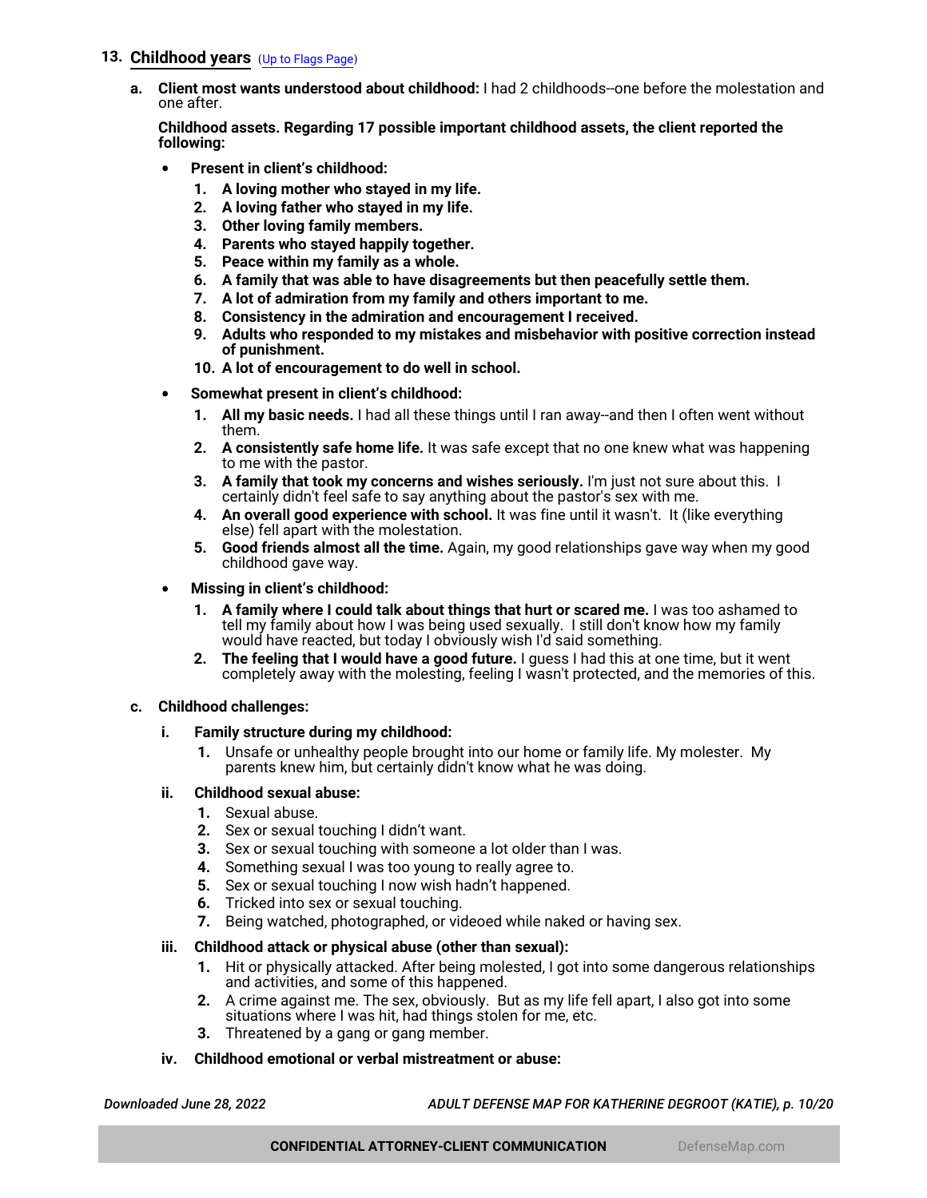## 13. Childhood years (Up to Flags Page)

**a. Client most wants understood about childhood:** I had 2 childhoods--one before the molestation and one after.

**Childhood assets. Regarding 17 possible important childhood assets, the client reported the following:**

- **Present in client's childhood:**
  1. **A loving mother who stayed in my life.**
  2. **A loving father who stayed in my life.**
  3. **Other loving family members.**
  4. **Parents who stayed happily together.**
  5. **Peace within my family as a whole.**
  6. **A family that was able to have disagreements but then peacefully settle them.**
  7. **A lot of admiration from my family and others important to me.**
  8. **Consistency in the admiration and encouragement I received.**
  9. **Adults who responded to my mistakes and misbehavior with positive correction instead of punishment.**
  10. **A lot of encouragement to do well in school.**

- **Somewhat present in client's childhood:**
  1. **All my basic needs.** I had all these things until I ran away--and then I often went without them.
  2. **A consistently safe home life.** It was safe except that no one knew what was happening to me with the pastor.
  3. **A family that took my concerns and wishes seriously.** I'm just not sure about this. I certainly didn't feel safe to say anything about the pastor's sex with me.
  4. **An overall good experience with school.** It was fine until it wasn't. It (like everything else) fell apart with the molestation.
  5. **Good friends almost all the time.** Again, my good relationships gave way when my good childhood gave way.

- **Missing in client's childhood:**
  1. **A family where I could talk about things that hurt or scared me.** I was too ashamed to tell my family about how I was being used sexually. I still don't know how my family would have reacted, but today I obviously wish I'd said something.
  2. **The feeling that I would have a good future.** I guess I had this at one time, but it went completely away with the molesting, feeling I wasn't protected, and the memories of this.

**c. Childhood challenges:**

**i. Family structure during my childhood:**

1. Unsafe or unhealthy people brought into our home or family life. My molester. My parents knew him, but certainly didn't know what he was doing.

**ii. Childhood sexual abuse:**

1. Sexual abuse.
2. Sex or sexual touching I didn't want.
3. Sex or sexual touching with someone a lot older than I was.
4. Something sexual I was too young to really agree to.
5. Sex or sexual touching I now wish hadn't happened.
6. Tricked into sex or sexual touching.
7. Being watched, photographed, or videoed while naked or having sex.

**iii. Childhood attack or physical abuse (other than sexual):**

1. Hit or physically attacked. After being molested, I got into some dangerous relationships and activities, and some of this happened.
2. A crime against me. The sex, obviously. But as my life fell apart, I also got into some situations where I was hit, had things stolen for me, etc.
3. Threatened by a gang or gang member.

**iv. Childhood emotional or verbal mistreatment or abuse:**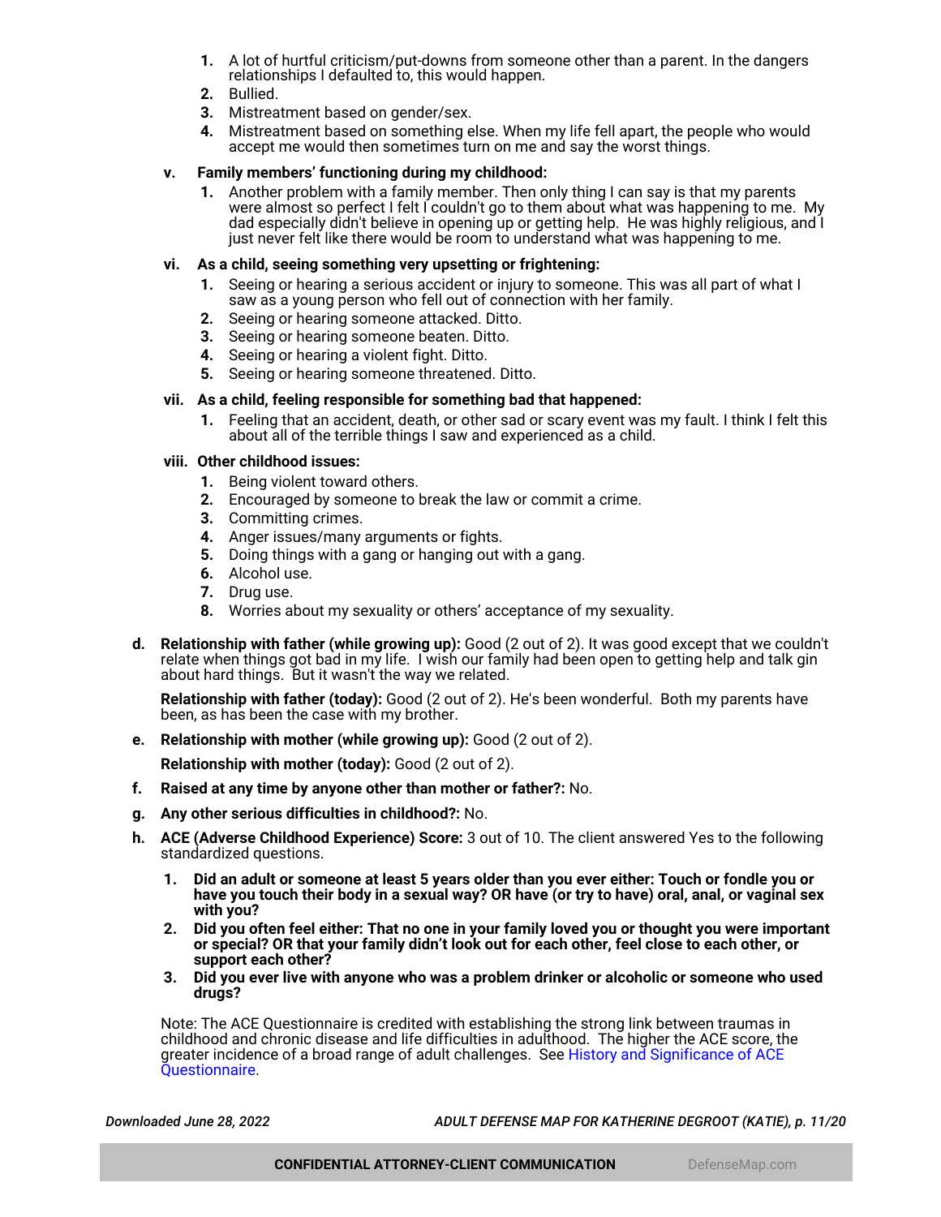1. A lot of hurtful criticism/put-downs from someone other than a parent. In the dangers relationships I defaulted to, this would happen.
2. Bullied.
3. Mistreatment based on gender/sex.
4. Mistreatment based on something else. When my life fell apart, the people who would accept me would then sometimes turn on me and say the worst things.

**v. Family members' functioning during my childhood:**

1. Another problem with a family member. Then only thing I can say is that my parents were almost so perfect I felt I couldn't go to them about what was happening to me. My dad especially didn't believe in opening up or getting help. He was highly religious, and I just never felt like there would be room to understand what was happening to me.

**vi. As a child, seeing something very upsetting or frightening:**

1. Seeing or hearing a serious accident or injury to someone. This was all part of what I saw as a young person who fell out of connection with her family.
2. Seeing or hearing someone attacked. Ditto.
3. Seeing or hearing someone beaten. Ditto.
4. Seeing or hearing a violent fight. Ditto.
5. Seeing or hearing someone threatened. Ditto.

**vii. As a child, feeling responsible for something bad that happened:**

1. Feeling that an accident, death, or other sad or scary event was my fault. I think I felt this about all of the terrible things I saw and experienced as a child.

**viii. Other childhood issues:**

1. Being violent toward others.
2. Encouraged by someone to break the law or commit a crime.
3. Committing crimes.
4. Anger issues/many arguments or fights.
5. Doing things with a gang or hanging out with a gang.
6. Alcohol use.
7. Drug use.
8. Worries about my sexuality or others' acceptance of my sexuality.

**d. Relationship with father (while growing up):** Good (2 out of 2). It was good except that we couldn't relate when things got bad in my life. I wish our family had been open to getting help and talk gin about hard things. But it wasn't the way we related.

**Relationship with father (today):** Good (2 out of 2). He's been wonderful. Both my parents have been, as has been the case with my brother.

**e. Relationship with mother (while growing up):** Good (2 out of 2).

**Relationship with mother (today):** Good (2 out of 2).

**f. Raised at any time by anyone other than mother or father?:** No.

**g. Any other serious difficulties in childhood?:** No.

**h. ACE (Adverse Childhood Experience) Score:** 3 out of 10. The client answered Yes to the following standardized questions.

1. **Did an adult or someone at least 5 years older than you ever either: Touch or fondle you or have you touch their body in a sexual way? OR have (or try to have) oral, anal, or vaginal sex with you?**
2. **Did you often feel either: That no one in your family loved you or thought you were important or special? OR that your family didn't look out for each other, feel close to each other, or support each other?**
3. **Did you ever live with anyone who was a problem drinker or alcoholic or someone who used drugs?**

Note: The ACE Questionnaire is credited with establishing the strong link between traumas in childhood and chronic disease and life difficulties in adulthood. The higher the ACE score, the greater incidence of a broad range of adult challenges. See History and Significance of ACE Questionnaire.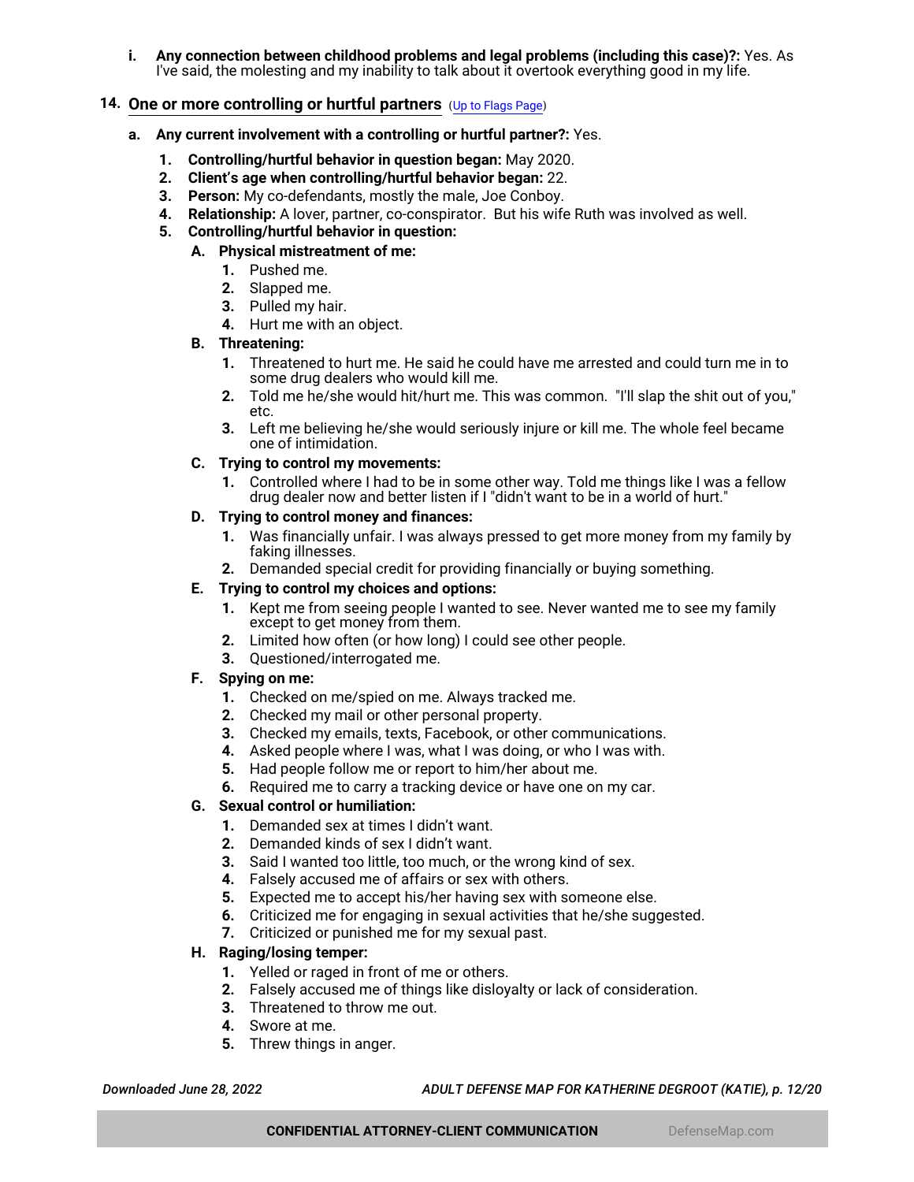i. **Any connection between childhood problems and legal problems (including this case)?:** Yes. As I've said, the molesting and my inability to talk about it overtook everything good in my life.

## 14. One or more controlling or hurtful partners (Up to Flags Page)

a. **Any current involvement with a controlling or hurtful partner?:** Yes.

1. **Controlling/hurtful behavior in question began:** May 2020.
2. **Client's age when controlling/hurtful behavior began:** 22.
3. **Person:** My co-defendants, mostly the male, Joe Conboy.
4. **Relationship:** A lover, partner, co-conspirator. But his wife Ruth was involved as well.
5. **Controlling/hurtful behavior in question:**

A. **Physical mistreatment of me:**
1. Pushed me.
2. Slapped me.
3. Pulled my hair.
4. Hurt me with an object.

B. **Threatening:**
1. Threatened to hurt me. He said he could have me arrested and could turn me in to some drug dealers who would kill me.
2. Told me he/she would hit/hurt me. This was common. "I'll slap the shit out of you," etc.
3. Left me believing he/she would seriously injure or kill me. The whole feel became one of intimidation.

C. **Trying to control my movements:**
1. Controlled where I had to be in some other way. Told me things like I was a fellow drug dealer now and better listen if I "didn't want to be in a world of hurt."

D. **Trying to control money and finances:**
1. Was financially unfair. I was always pressed to get more money from my family by faking illnesses.
2. Demanded special credit for providing financially or buying something.

E. **Trying to control my choices and options:**
1. Kept me from seeing people I wanted to see. Never wanted me to see my family except to get money from them.
2. Limited how often (or how long) I could see other people.
3. Questioned/interrogated me.

F. **Spying on me:**
1. Checked on me/spied on me. Always tracked me.
2. Checked my mail or other personal property.
3. Checked my emails, texts, Facebook, or other communications.
4. Asked people where I was, what I was doing, or who I was with.
5. Had people follow me or report to him/her about me.
6. Required me to carry a tracking device or have one on my car.

G. **Sexual control or humiliation:**
1. Demanded sex at times I didn't want.
2. Demanded kinds of sex I didn't want.
3. Said I wanted too little, too much, or the wrong kind of sex.
4. Falsely accused me of affairs or sex with others.
5. Expected me to accept his/her having sex with someone else.
6. Criticized me for engaging in sexual activities that he/she suggested.
7. Criticized or punished me for my sexual past.

H. **Raging/losing temper:**
1. Yelled or raged in front of me or others.
2. Falsely accused me of things like disloyalty or lack of consideration.
3. Threatened to throw me out.
4. Swore at me.
5. Threw things in anger.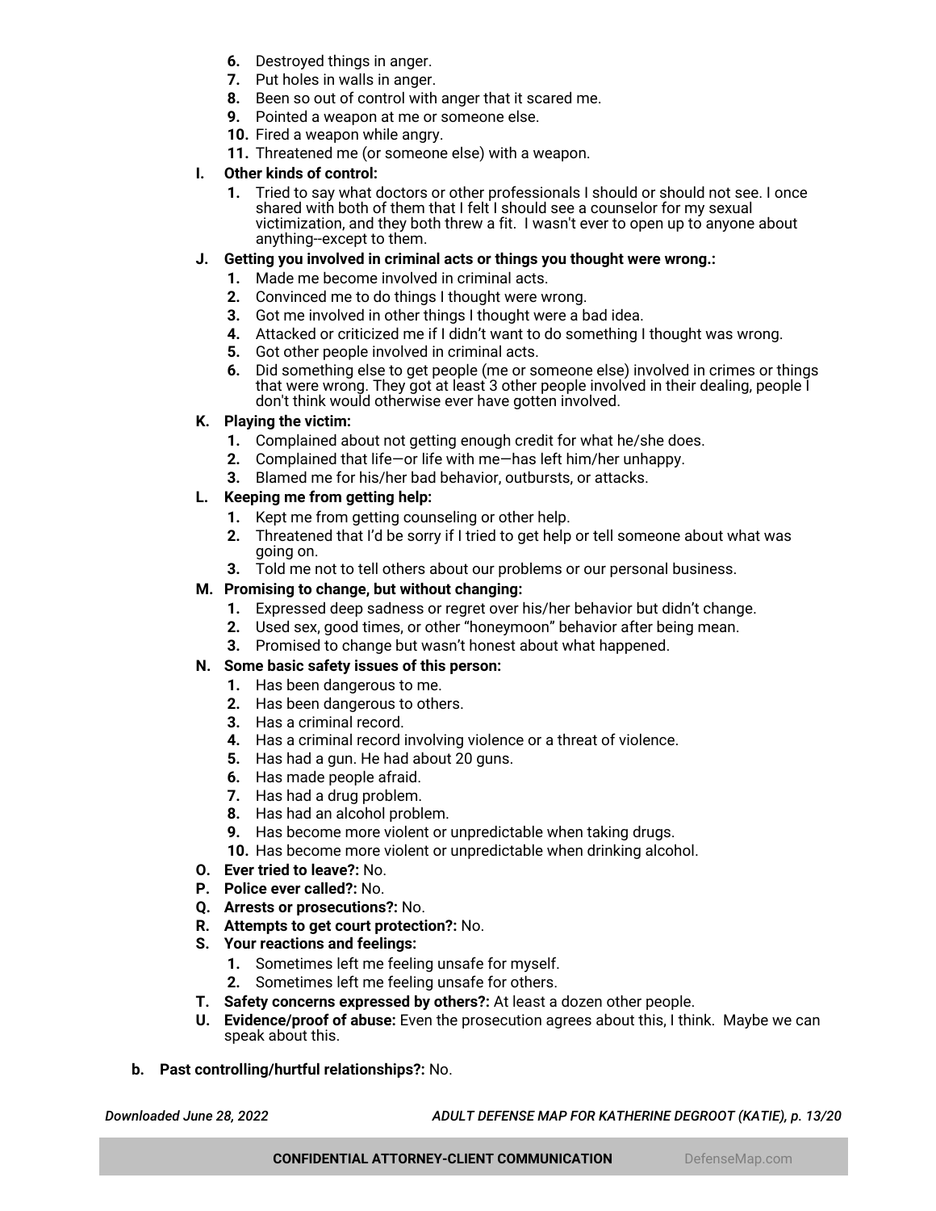6. Destroyed things in anger.
7. Put holes in walls in anger.
8. Been so out of control with anger that it scared me.
9. Pointed a weapon at me or someone else.
10. Fired a weapon while angry.
11. Threatened me (or someone else) with a weapon.

**I. Other kinds of control:**

1. Tried to say what doctors or other professionals I should or should not see. I once shared with both of them that I felt I should see a counselor for my sexual victimization, and they both threw a fit. I wasn't ever to open up to anyone about anything--except to them.

**J. Getting you involved in criminal acts or things you thought were wrong.:**

1. Made me become involved in criminal acts.
2. Convinced me to do things I thought were wrong.
3. Got me involved in other things I thought were a bad idea.
4. Attacked or criticized me if I didn't want to do something I thought was wrong.
5. Got other people involved in criminal acts.
6. Did something else to get people (me or someone else) involved in crimes or things that were wrong. They got at least 3 other people involved in their dealing, people I don't think would otherwise ever have gotten involved.

**K. Playing the victim:**

1. Complained about not getting enough credit for what he/she does.
2. Complained that life—or life with me—has left him/her unhappy.
3. Blamed me for his/her bad behavior, outbursts, or attacks.

**L. Keeping me from getting help:**

1. Kept me from getting counseling or other help.
2. Threatened that I'd be sorry if I tried to get help or tell someone about what was going on.
3. Told me not to tell others about our problems or our personal business.

**M. Promising to change, but without changing:**

1. Expressed deep sadness or regret over his/her behavior but didn't change.
2. Used sex, good times, or other "honeymoon" behavior after being mean.
3. Promised to change but wasn't honest about what happened.

**N. Some basic safety issues of this person:**

1. Has been dangerous to me.
2. Has been dangerous to others.
3. Has a criminal record.
4. Has a criminal record involving violence or a threat of violence.
5. Has had a gun. He had about 20 guns.
6. Has made people afraid.
7. Has had a drug problem.
8. Has had an alcohol problem.
9. Has become more violent or unpredictable when taking drugs.
10. Has become more violent or unpredictable when drinking alcohol.

**O. Ever tried to leave?:** No.

**P. Police ever called?:** No.

**Q. Arrests or prosecutions?:** No.

**R. Attempts to get court protection?:** No.

**S. Your reactions and feelings:**

1. Sometimes left me feeling unsafe for myself.
2. Sometimes left me feeling unsafe for others.

**T. Safety concerns expressed by others?:** At least a dozen other people.

**U. Evidence/proof of abuse:** Even the prosecution agrees about this, I think. Maybe we can speak about this.

**b. Past controlling/hurtful relationships?:** No.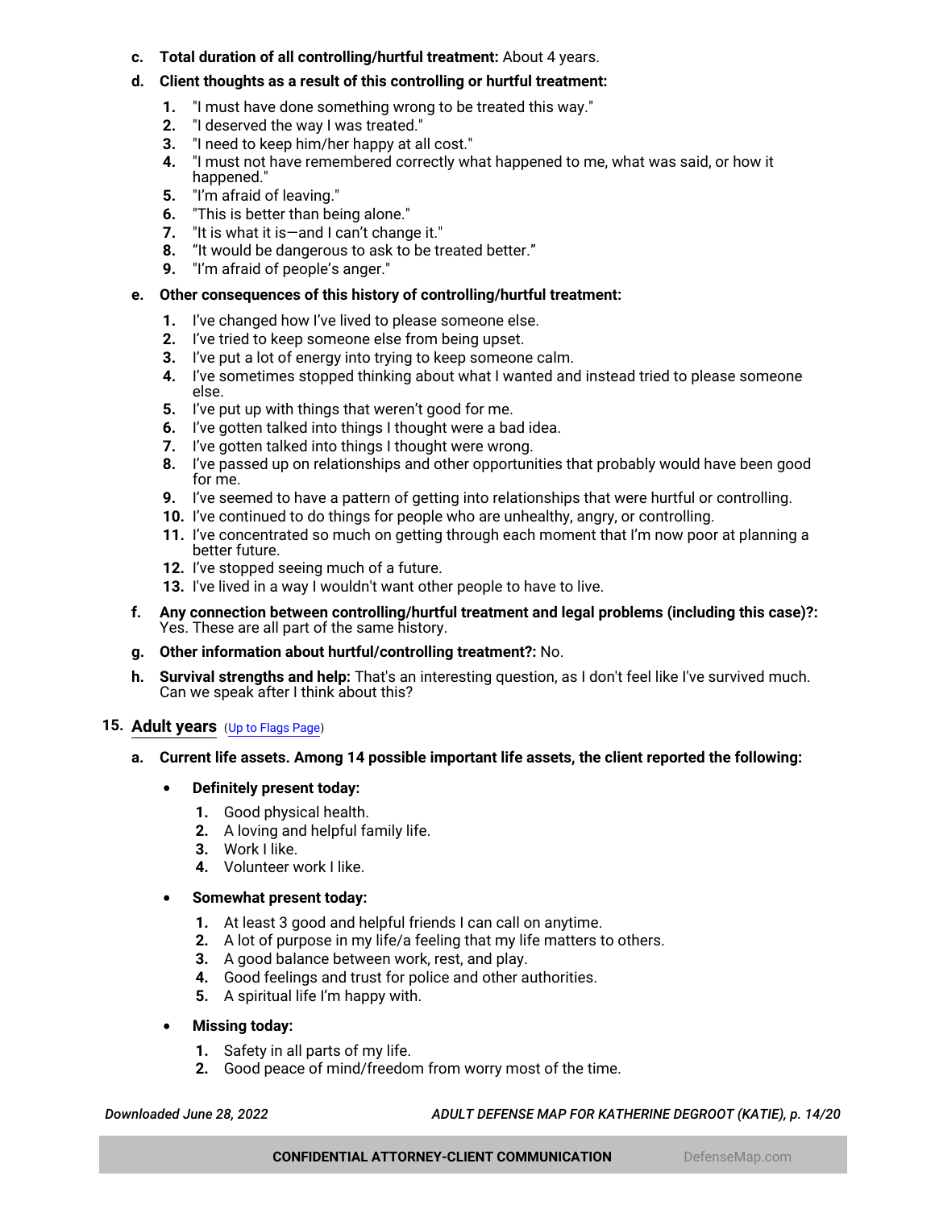c. **Total duration of all controlling/hurtful treatment:** About 4 years.

d. **Client thoughts as a result of this controlling or hurtful treatment:**

1. "I must have done something wrong to be treated this way."
2. "I deserved the way I was treated."
3. "I need to keep him/her happy at all cost."
4. "I must not have remembered correctly what happened to me, what was said, or how it happened."
5. "I'm afraid of leaving."
6. "This is better than being alone."
7. "It is what it is—and I can't change it."
8. "It would be dangerous to ask to be treated better."
9. "I'm afraid of people's anger."

e. **Other consequences of this history of controlling/hurtful treatment:**

1. I've changed how I've lived to please someone else.
2. I've tried to keep someone else from being upset.
3. I've put a lot of energy into trying to keep someone calm.
4. I've sometimes stopped thinking about what I wanted and instead tried to please someone else.
5. I've put up with things that weren't good for me.
6. I've gotten talked into things I thought were a bad idea.
7. I've gotten talked into things I thought were wrong.
8. I've passed up on relationships and other opportunities that probably would have been good for me.
9. I've seemed to have a pattern of getting into relationships that were hurtful or controlling.
10. I've continued to do things for people who are unhealthy, angry, or controlling.
11. I've concentrated so much on getting through each moment that I'm now poor at planning a better future.
12. I've stopped seeing much of a future.
13. I've lived in a way I wouldn't want other people to have to live.

f. **Any connection between controlling/hurtful treatment and legal problems (including this case)?:** Yes. These are all part of the same history.

g. **Other information about hurtful/controlling treatment?:** No.

h. **Survival strengths and help:** That's an interesting question, as I don't feel like I've survived much. Can we speak after I think about this?

## 15. Adult years (Up to Flags Page)

a. **Current life assets. Among 14 possible important life assets, the client reported the following:**

- **Definitely present today:**
  1. Good physical health.
  2. A loving and helpful family life.
  3. Work I like.
  4. Volunteer work I like.

- **Somewhat present today:**
  1. At least 3 good and helpful friends I can call on anytime.
  2. A lot of purpose in my life/a feeling that my life matters to others.
  3. A good balance between work, rest, and play.
  4. Good feelings and trust for police and other authorities.
  5. A spiritual life I'm happy with.

- **Missing today:**
  1. Safety in all parts of my life.
  2. Good peace of mind/freedom from worry most of the time.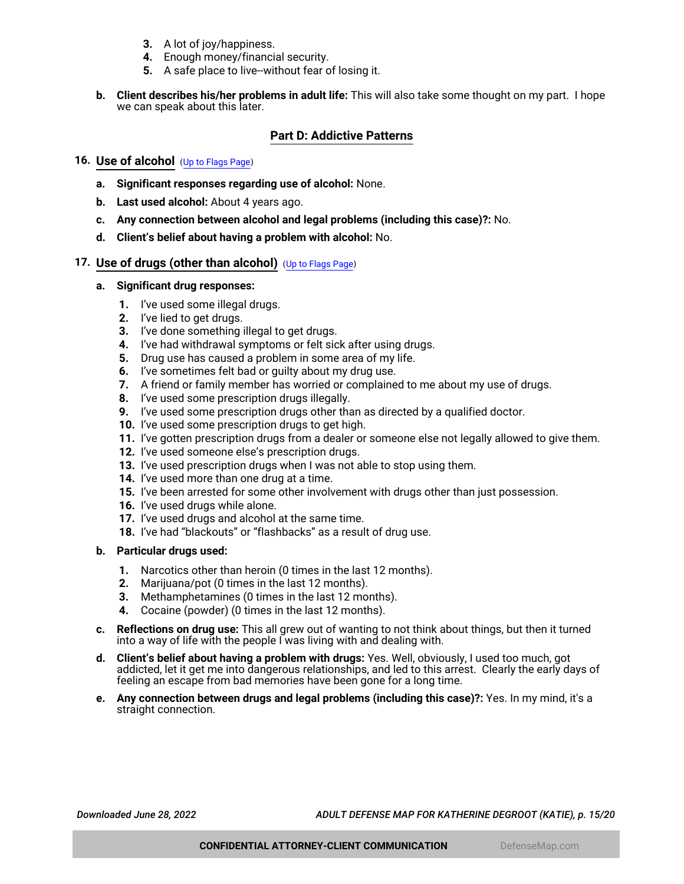3. A lot of joy/happiness.
4. Enough money/financial security.
5. A safe place to live--without fear of losing it.

**b. Client describes his/her problems in adult life:** This will also take some thought on my part. I hope we can speak about this later.

## Part D: Addictive Patterns

### 16. Use of alcohol (Up to Flags Page)

**a. Significant responses regarding use of alcohol:** None.

**b. Last used alcohol:** About 4 years ago.

**c. Any connection between alcohol and legal problems (including this case)?:** No.

**d. Client's belief about having a problem with alcohol:** No.

### 17. Use of drugs (other than alcohol) (Up to Flags Page)

**a. Significant drug responses:**

1. I've used some illegal drugs.
2. I've lied to get drugs.
3. I've done something illegal to get drugs.
4. I've had withdrawal symptoms or felt sick after using drugs.
5. Drug use has caused a problem in some area of my life.
6. I've sometimes felt bad or guilty about my drug use.
7. A friend or family member has worried or complained to me about my use of drugs.
8. I've used some prescription drugs illegally.
9. I've used some prescription drugs other than as directed by a qualified doctor.
10. I've used some prescription drugs to get high.
11. I've gotten prescription drugs from a dealer or someone else not legally allowed to give them.
12. I've used someone else's prescription drugs.
13. I've used prescription drugs when I was not able to stop using them.
14. I've used more than one drug at a time.
15. I've been arrested for some other involvement with drugs other than just possession.
16. I've used drugs while alone.
17. I've used drugs and alcohol at the same time.
18. I've had "blackouts" or "flashbacks" as a result of drug use.

**b. Particular drugs used:**

1. Narcotics other than heroin (0 times in the last 12 months).
2. Marijuana/pot (0 times in the last 12 months).
3. Methamphetamines (0 times in the last 12 months).
4. Cocaine (powder) (0 times in the last 12 months).

**c. Reflections on drug use:** This all grew out of wanting to not think about things, but then it turned into a way of life with the people I was living with and dealing with.

**d. Client's belief about having a problem with drugs:** Yes. Well, obviously, I used too much, got addicted, let it get me into dangerous relationships, and led to this arrest. Clearly the early days of feeling an escape from bad memories have been gone for a long time.

**e. Any connection between drugs and legal problems (including this case)?:** Yes. In my mind, it's a straight connection.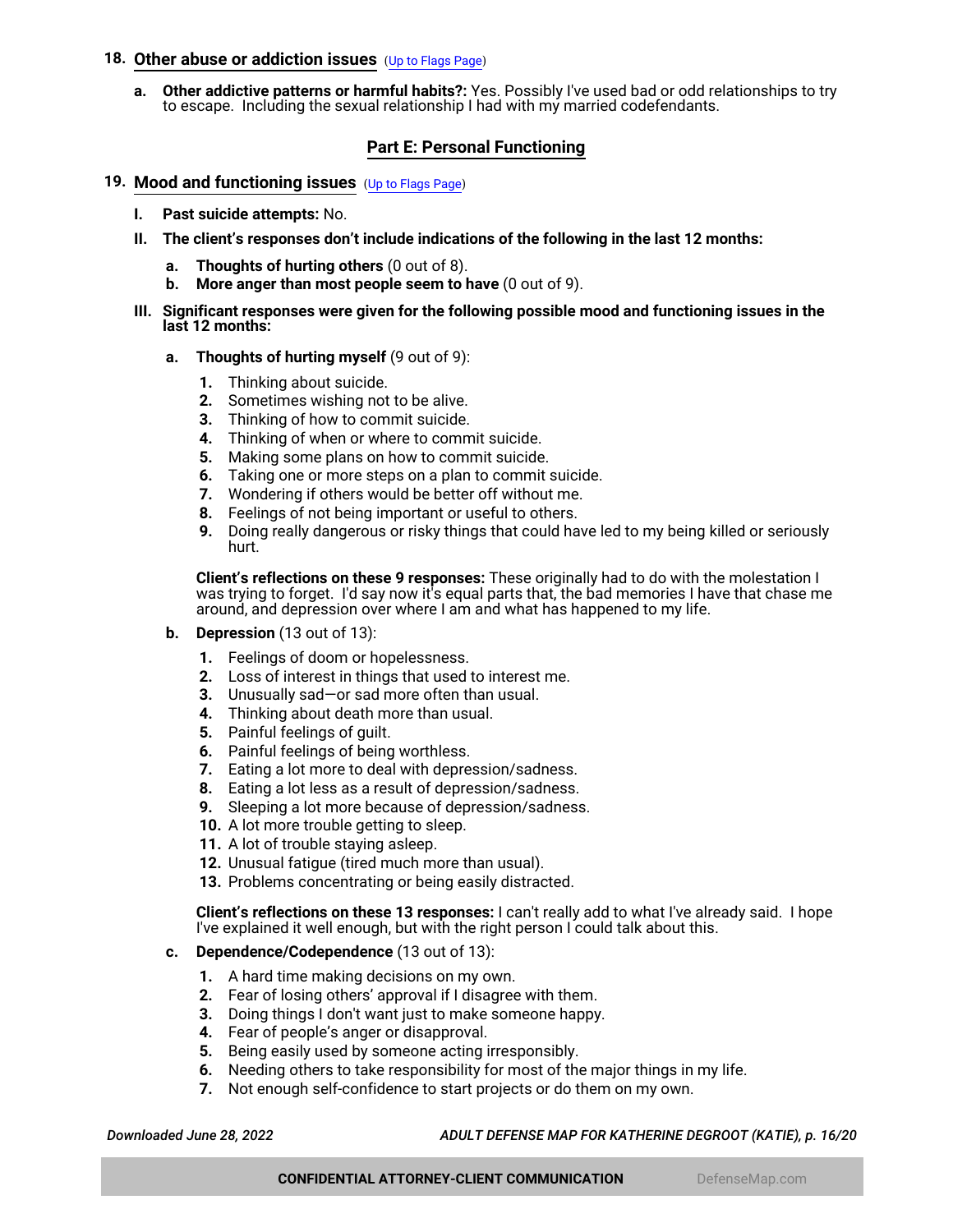## 18. Other abuse or addiction issues (Up to Flags Page)

a. **Other addictive patterns or harmful habits?:** Yes. Possibly I've used bad or odd relationships to try to escape. Including the sexual relationship I had with my married codefendants.

## Part E: Personal Functioning

## 19. Mood and functioning issues (Up to Flags Page)

I. **Past suicide attempts:** No.

II. **The client's responses don't include indications of the following in the last 12 months:**

   a. **Thoughts of hurting others** (0 out of 8).
   b. **More anger than most people seem to have** (0 out of 9).

III. **Significant responses were given for the following possible mood and functioning issues in the last 12 months:**

   a. **Thoughts of hurting myself** (9 out of 9):

   1. Thinking about suicide.
   2. Sometimes wishing not to be alive.
   3. Thinking of how to commit suicide.
   4. Thinking of when or where to commit suicide.
   5. Making some plans on how to commit suicide.
   6. Taking one or more steps on a plan to commit suicide.
   7. Wondering if others would be better off without me.
   8. Feelings of not being important or useful to others.
   9. Doing really dangerous or risky things that could have led to my being killed or seriously hurt.

   **Client's reflections on these 9 responses:** These originally had to do with the molestation I was trying to forget. I'd say now it's equal parts that, the bad memories I have that chase me around, and depression over where I am and what has happened to my life.

   b. **Depression** (13 out of 13):

   1. Feelings of doom or hopelessness.
   2. Loss of interest in things that used to interest me.
   3. Unusually sad—or sad more often than usual.
   4. Thinking about death more than usual.
   5. Painful feelings of guilt.
   6. Painful feelings of being worthless.
   7. Eating a lot more to deal with depression/sadness.
   8. Eating a lot less as a result of depression/sadness.
   9. Sleeping a lot more because of depression/sadness.
   10. A lot more trouble getting to sleep.
   11. A lot of trouble staying asleep.
   12. Unusual fatigue (tired much more than usual).
   13. Problems concentrating or being easily distracted.

   **Client's reflections on these 13 responses:** I can't really add to what I've already said. I hope I've explained it well enough, but with the right person I could talk about this.

   c. **Dependence/Codependence** (13 out of 13):

   1. A hard time making decisions on my own.
   2. Fear of losing others' approval if I disagree with them.
   3. Doing things I don't want just to make someone happy.
   4. Fear of people's anger or disapproval.
   5. Being easily used by someone acting irresponsibly.
   6. Needing others to take responsibility for most of the major things in my life.
   7. Not enough self-confidence to start projects or do them on my own.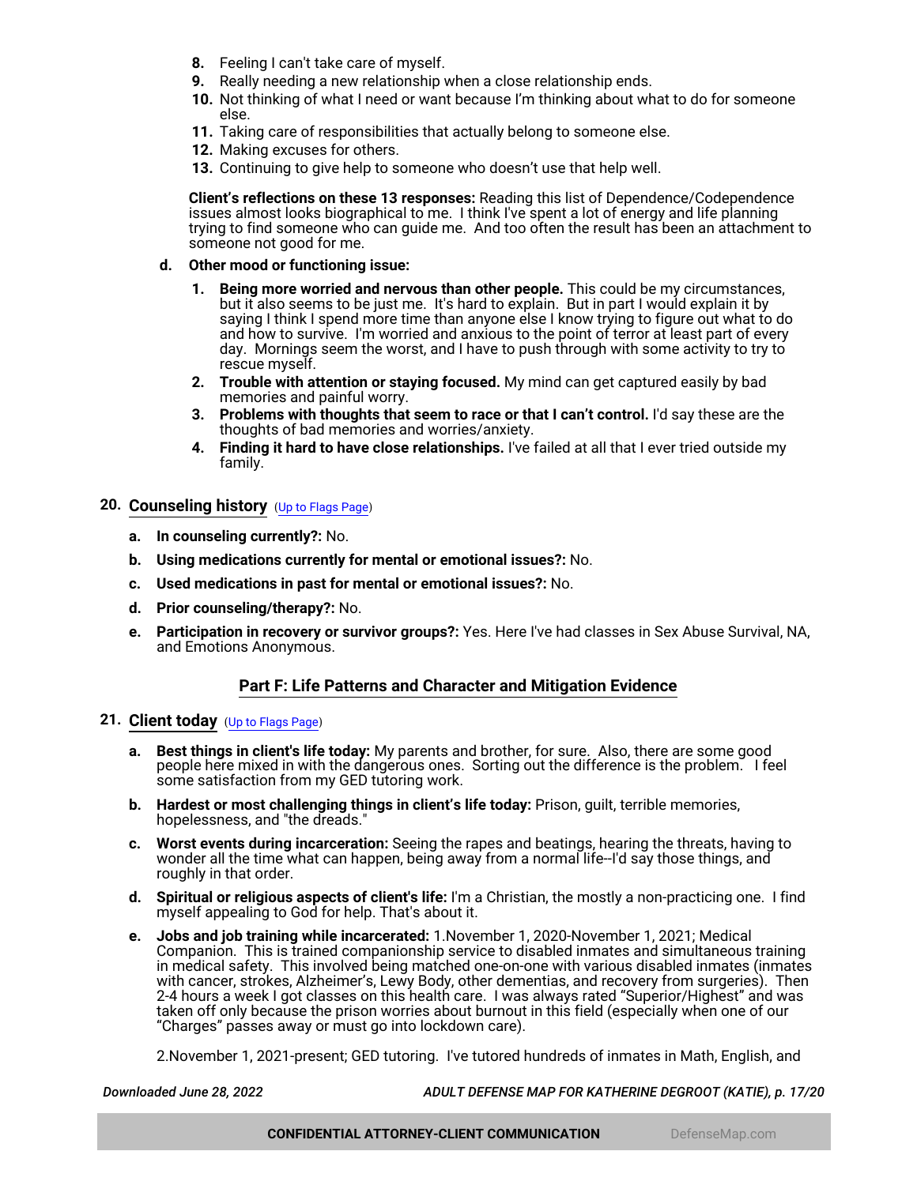8. Feeling I can't take care of myself.
9. Really needing a new relationship when a close relationship ends.
10. Not thinking of what I need or want because I'm thinking about what to do for someone else.
11. Taking care of responsibilities that actually belong to someone else.
12. Making excuses for others.
13. Continuing to give help to someone who doesn't use that help well.

**Client's reflections on these 13 responses:** Reading this list of Dependence/Codependence issues almost looks biographical to me. I think I've spent a lot of energy and life planning trying to find someone who can guide me. And too often the result has been an attachment to someone not good for me.

**d. Other mood or functioning issue:**

1. **Being more worried and nervous than other people.** This could be my circumstances, but it also seems to be just me. It's hard to explain. But in part I would explain it by saying I think I spend more time than anyone else I know trying to figure out what to do and how to survive. I'm worried and anxious to the point of terror at least part of every day. Mornings seem the worst, and I have to push through with some activity to try to rescue myself.
2. **Trouble with attention or staying focused.** My mind can get captured easily by bad memories and painful worry.
3. **Problems with thoughts that seem to race or that I can't control.** I'd say these are the thoughts of bad memories and worries/anxiety.
4. **Finding it hard to have close relationships.** I've failed at all that I ever tried outside my family.

## 20. Counseling history (Up to Flags Page)

- **a. In counseling currently?:** No.
- **b. Using medications currently for mental or emotional issues?:** No.
- **c. Used medications in past for mental or emotional issues?:** No.
- **d. Prior counseling/therapy?:** No.
- **e. Participation in recovery or survivor groups?:** Yes. Here I've had classes in Sex Abuse Survival, NA, and Emotions Anonymous.

## Part F: Life Patterns and Character and Mitigation Evidence

## 21. Client today (Up to Flags Page)

- **a. Best things in client's life today:** My parents and brother, for sure. Also, there are some good people here mixed in with the dangerous ones. Sorting out the difference is the problem. I feel some satisfaction from my GED tutoring work.
- **b. Hardest or most challenging things in client's life today:** Prison, guilt, terrible memories, hopelessness, and "the dreads."
- **c. Worst events during incarceration:** Seeing the rapes and beatings, hearing the threats, having to wonder all the time what can happen, being away from a normal life--I'd say those things, and roughly in that order.
- **d. Spiritual or religious aspects of client's life:** I'm a Christian, the mostly a non-practicing one. I find myself appealing to God for help. That's about it.
- **e. Jobs and job training while incarcerated:** 1.November 1, 2020-November 1, 2021; Medical Companion. This is trained companionship service to disabled inmates and simultaneous training in medical safety. This involved being matched one-on-one with various disabled inmates (inmates with cancer, strokes, Alzheimer's, Lewy Body, other dementias, and recovery from surgeries). Then 2-4 hours a week I got classes on this health care. I was always rated "Superior/Highest" and was taken off only because the prison worries about burnout in this field (especially when one of our "Charges" passes away or must go into lockdown care).

  2.November 1, 2021-present; GED tutoring. I've tutored hundreds of inmates in Math, English, and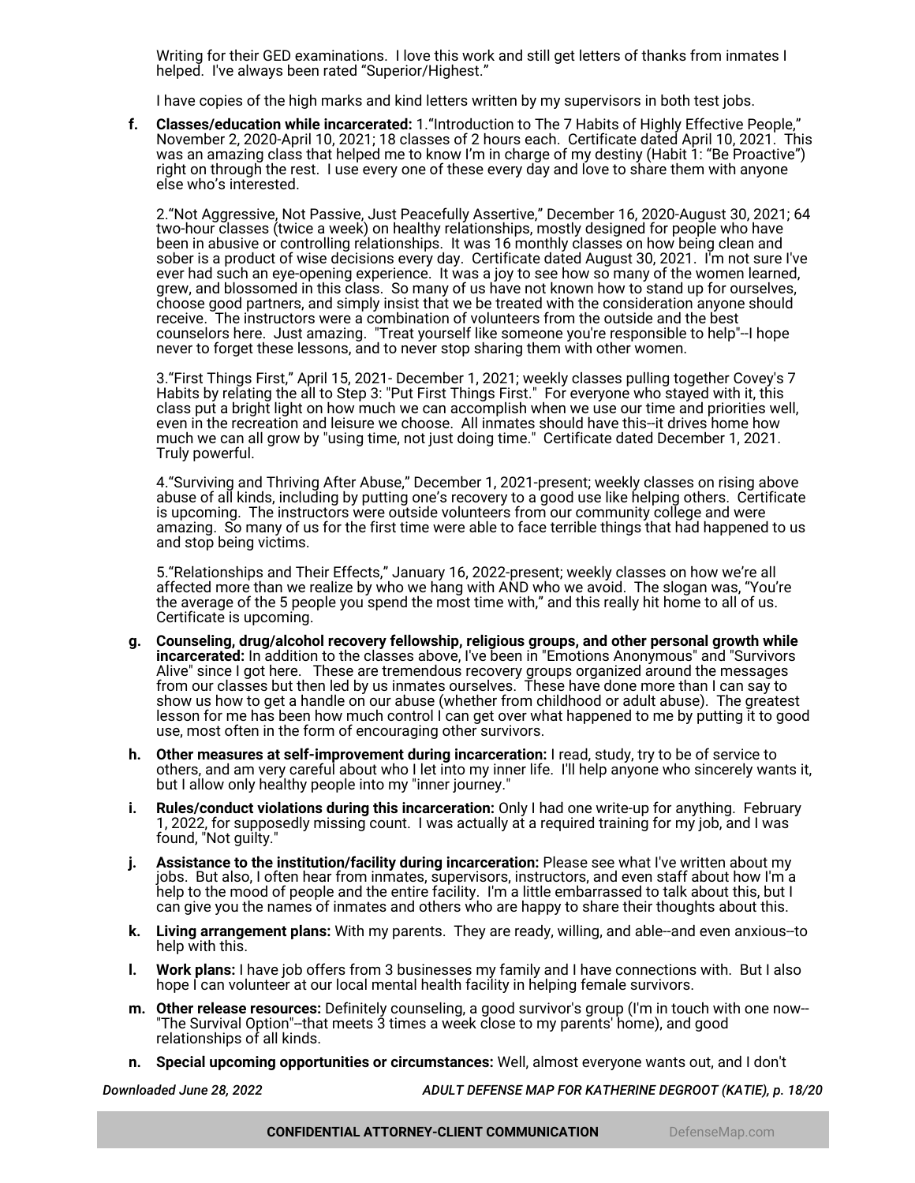Writing for their GED examinations. I love this work and still get letters of thanks from inmates I helped. I've always been rated "Superior/Highest."

I have copies of the high marks and kind letters written by my supervisors in both test jobs.

**f. Classes/education while incarcerated:** 1."Introduction to The 7 Habits of Highly Effective People," November 2, 2020-April 10, 2021; 18 classes of 2 hours each. Certificate dated April 10, 2021. This was an amazing class that helped me to know I'm in charge of my destiny (Habit 1: "Be Proactive") right on through the rest. I use every one of these every day and love to share them with anyone else who's interested.

2."Not Aggressive, Not Passive, Just Peacefully Assertive," December 16, 2020-August 30, 2021; 64 two-hour classes (twice a week) on healthy relationships, mostly designed for people who have been in abusive or controlling relationships. It was 16 monthly classes on how being clean and sober is a product of wise decisions every day. Certificate dated August 30, 2021. I'm not sure I've ever had such an eye-opening experience. It was a joy to see how so many of the women learned, grew, and blossomed in this class. So many of us have not known how to stand up for ourselves, choose good partners, and simply insist that we be treated with the consideration anyone should receive. The instructors were a combination of volunteers from the outside and the best counselors here. Just amazing. "Treat yourself like someone you're responsible to help"--I hope never to forget these lessons, and to never stop sharing them with other women.

3."First Things First," April 15, 2021- December 1, 2021; weekly classes pulling together Covey's 7 Habits by relating the all to Step 3: "Put First Things First." For everyone who stayed with it, this class put a bright light on how much we can accomplish when we use our time and priorities well, even in the recreation and leisure we choose. All inmates should have this--it drives home how much we can all grow by "using time, not just doing time." Certificate dated December 1, 2021. Truly powerful.

4."Surviving and Thriving After Abuse," December 1, 2021-present; weekly classes on rising above abuse of all kinds, including by putting one's recovery to a good use like helping others. Certificate is upcoming. The instructors were outside volunteers from our community college and were amazing. So many of us for the first time were able to face terrible things that had happened to us and stop being victims.

5."Relationships and Their Effects," January 16, 2022-present; weekly classes on how we're all affected more than we realize by who we hang with AND who we avoid. The slogan was, "You're the average of the 5 people you spend the most time with," and this really hit home to all of us. Certificate is upcoming.

**g. Counseling, drug/alcohol recovery fellowship, religious groups, and other personal growth while incarcerated:** In addition to the classes above, I've been in "Emotions Anonymous" and "Survivors Alive" since I got here. These are tremendous recovery groups organized around the messages from our classes but then led by us inmates ourselves. These have done more than I can say to show us how to get a handle on our abuse (whether from childhood or adult abuse). The greatest lesson for me has been how much control I can get over what happened to me by putting it to good use, most often in the form of encouraging other survivors.

**h. Other measures at self-improvement during incarceration:** I read, study, try to be of service to others, and am very careful about who I let into my inner life. I'll help anyone who sincerely wants it, but I allow only healthy people into my "inner journey."

**i. Rules/conduct violations during this incarceration:** Only I had one write-up for anything. February 1, 2022, for supposedly missing count. I was actually at a required training for my job, and I was found, "Not guilty."

**j. Assistance to the institution/facility during incarceration:** Please see what I've written about my jobs. But also, I often hear from inmates, supervisors, instructors, and even staff about how I'm a help to the mood of people and the entire facility. I'm a little embarrassed to talk about this, but I can give you the names of inmates and others who are happy to share their thoughts about this.

**k. Living arrangement plans:** With my parents. They are ready, willing, and able--and even anxious--to help with this.

**l. Work plans:** I have job offers from 3 businesses my family and I have connections with. But I also hope I can volunteer at our local mental health facility in helping female survivors.

**m. Other release resources:** Definitely counseling, a good survivor's group (I'm in touch with one now--"The Survival Option"--that meets 3 times a week close to my parents' home), and good relationships of all kinds.

**n. Special upcoming opportunities or circumstances:** Well, almost everyone wants out, and I don't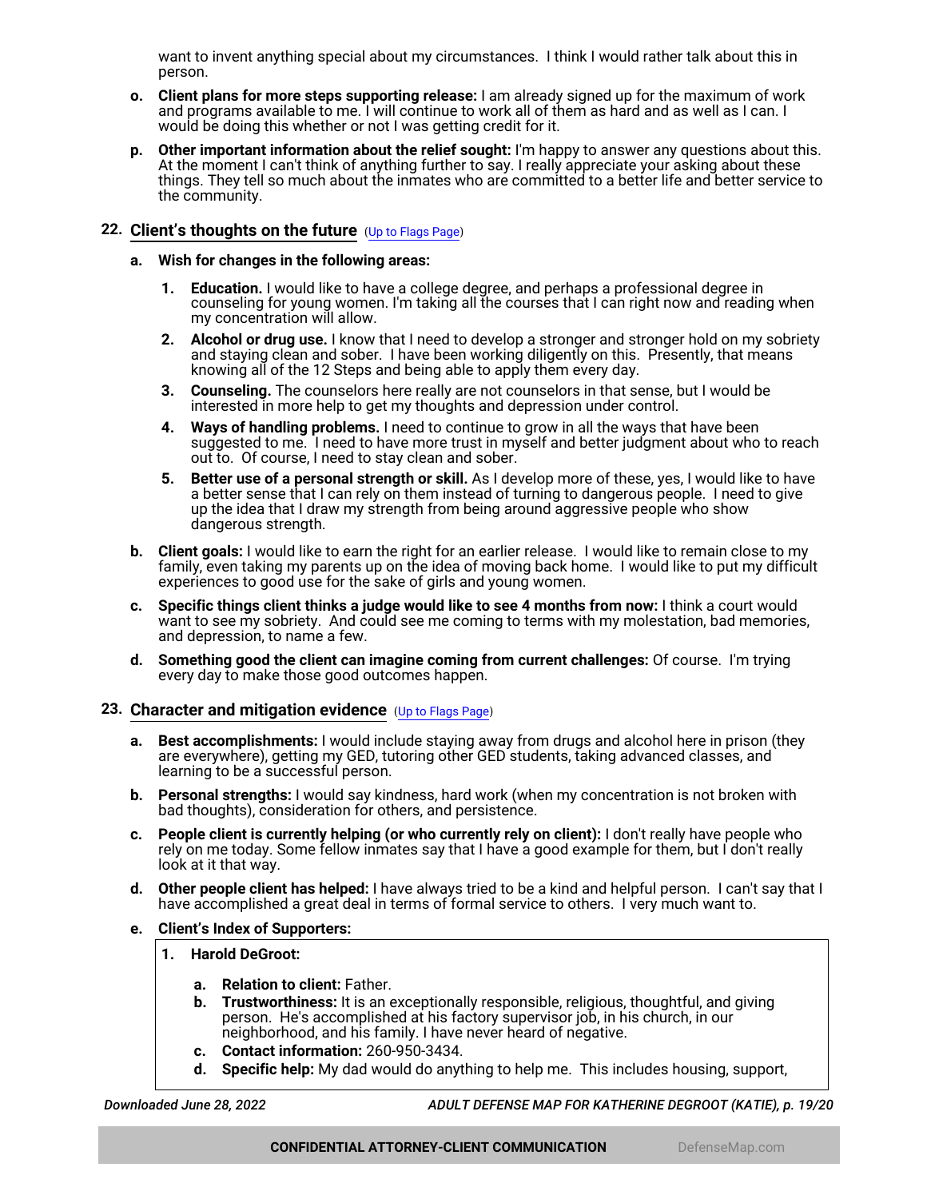want to invent anything special about my circumstances. I think I would rather talk about this in person.

- **o. Client plans for more steps supporting release:** I am already signed up for the maximum of work and programs available to me. I will continue to work all of them as hard and as well as I can. I would be doing this whether or not I was getting credit for it.
- **p. Other important information about the relief sought:** I'm happy to answer any questions about this. At the moment I can't think of anything further to say. I really appreciate your asking about these things. They tell so much about the inmates who are committed to a better life and better service to the community.

## 22. Client's thoughts on the future (Up to Flags Page)

- **a. Wish for changes in the following areas:**
  1. **Education.** I would like to have a college degree, and perhaps a professional degree in counseling for young women. I'm taking all the courses that I can right now and reading when my concentration will allow.
  2. **Alcohol or drug use.** I know that I need to develop a stronger and stronger hold on my sobriety and staying clean and sober. I have been working diligently on this. Presently, that means knowing all of the 12 Steps and being able to apply them every day.
  3. **Counseling.** The counselors here really are not counselors in that sense, but I would be interested in more help to get my thoughts and depression under control.
  4. **Ways of handling problems.** I need to continue to grow in all the ways that have been suggested to me. I need to have more trust in myself and better judgment about who to reach out to. Of course, I need to stay clean and sober.
  5. **Better use of a personal strength or skill.** As I develop more of these, yes, I would like to have a better sense that I can rely on them instead of turning to dangerous people. I need to give up the idea that I draw my strength from being around aggressive people who show dangerous strength.
- **b. Client goals:** I would like to earn the right for an earlier release. I would like to remain close to my family, even taking my parents up on the idea of moving back home. I would like to put my difficult experiences to good use for the sake of girls and young women.
- **c. Specific things client thinks a judge would like to see 4 months from now:** I think a court would want to see my sobriety. And could see me coming to terms with my molestation, bad memories, and depression, to name a few.
- **d. Something good the client can imagine coming from current challenges:** Of course. I'm trying every day to make those good outcomes happen.

## 23. Character and mitigation evidence (Up to Flags Page)

- **a. Best accomplishments:** I would include staying away from drugs and alcohol here in prison (they are everywhere), getting my GED, tutoring other GED students, taking advanced classes, and learning to be a successful person.
- **b. Personal strengths:** I would say kindness, hard work (when my concentration is not broken with bad thoughts), consideration for others, and persistence.
- **c. People client is currently helping (or who currently rely on client):** I don't really have people who rely on me today. Some fellow inmates say that I have a good example for them, but I don't really look at it that way.
- **d. Other people client has helped:** I have always tried to be a kind and helpful person. I can't say that I have accomplished a great deal in terms of formal service to others. I very much want to.
- **e. Client's Index of Supporters:**
  1. **Harold DeGroot:**
     - **a. Relation to client:** Father.
     - **b. Trustworthiness:** It is an exceptionally responsible, religious, thoughtful, and giving person. He's accomplished at his factory supervisor job, in his church, in our neighborhood, and his family. I have never heard of negative.
     - **c. Contact information:** 260-950-3434.
     - **d. Specific help:** My dad would do anything to help me. This includes housing, support,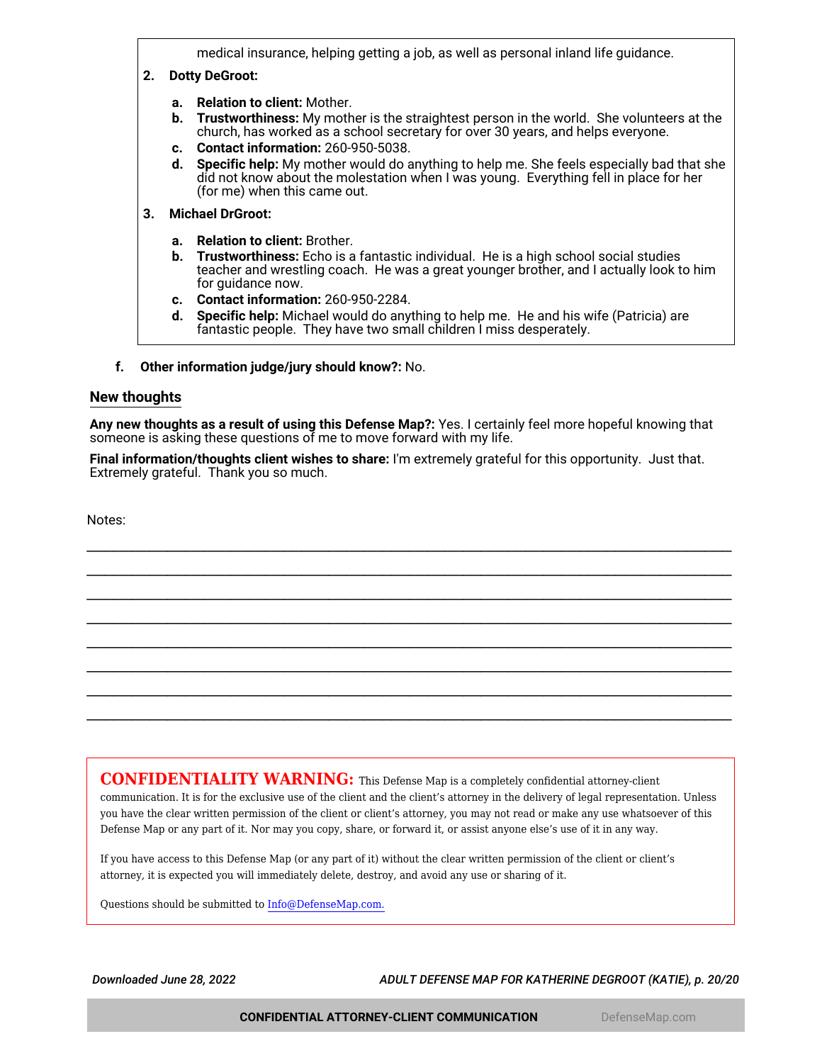medical insurance, helping getting a job, as well as personal inland life guidance.

2. **Dotty DeGroot:**

   a. **Relation to client:** Mother.
   b. **Trustworthiness:** My mother is the straightest person in the world. She volunteers at the church, has worked as a school secretary for over 30 years, and helps everyone.
   c. **Contact information:** 260-950-5038.
   d. **Specific help:** My mother would do anything to help me. She feels especially bad that she did not know about the molestation when I was young. Everything fell in place for her (for me) when this came out.

3. **Michael DrGroot:**

   a. **Relation to client:** Brother.
   b. **Trustworthiness:** Echo is a fantastic individual. He is a high school social studies teacher and wrestling coach. He was a great younger brother, and I actually look to him for guidance now.
   c. **Contact information:** 260-950-2284.
   d. **Specific help:** Michael would do anything to help me. He and his wife (Patricia) are fantastic people. They have two small children I miss desperately.

f. **Other information judge/jury should know?:** No.

## New thoughts

**Any new thoughts as a result of using this Defense Map?:** Yes. I certainly feel more hopeful knowing that someone is asking these questions of me to move forward with my life.

**Final information/thoughts client wishes to share:** I'm extremely grateful for this opportunity. Just that. Extremely grateful. Thank you so much.

Notes:

________________________________________________________________________________

________________________________________________________________________________

________________________________________________________________________________

________________________________________________________________________________

________________________________________________________________________________

________________________________________________________________________________

________________________________________________________________________________

________________________________________________________________________________

**CONFIDENTIALITY WARNING:** This Defense Map is a completely confidential attorney-client communication. It is for the exclusive use of the client and the client's attorney in the delivery of legal representation. Unless you have the clear written permission of the client or client's attorney, you may not read or make any use whatsoever of this Defense Map or any part of it. Nor may you copy, share, or forward it, or assist anyone else's use of it in any way.

If you have access to this Defense Map (or any part of it) without the clear written permission of the client or client's attorney, it is expected you will immediately delete, destroy, and avoid any use or sharing of it.

Questions should be submitted to Info@DefenseMap.com.